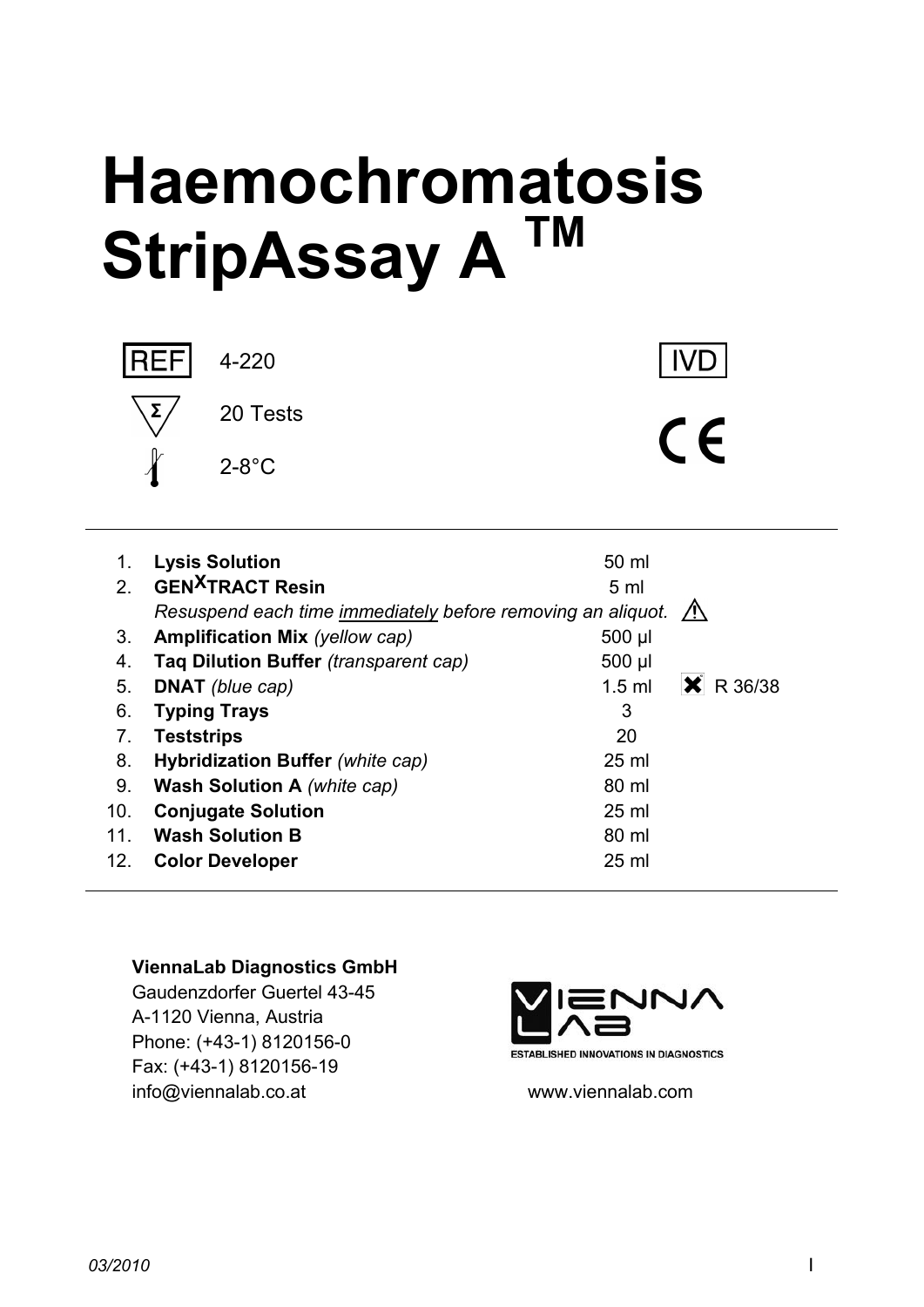# Haemochromatosis StripAssay A ™

REF 4-220

Σ 20 Tests

2-8°C

IVD

CE

| | | | |
|---|---|---|---|
| 1. | **Lysis Solution** | 50 ml | |
| 2. | **GEN$^{X}$TRACT Resin** | 5 ml | |
| | *Resuspend each time* ***immediately*** *before removing an aliquot.* | | ⚠ |
| 3. | **Amplification Mix** *(yellow cap)* | 500 µl | |
| 4. | **Taq Dilution Buffer** *(transparent cap)* | 500 µl | |
| 5. | **DNAT** *(blue cap)* | 1.5 ml | ✖ R 36/38 |
| 6. | **Typing Trays** | 3 | |
| 7. | **Teststrips** | 20 | |
| 8. | **Hybridization Buffer** *(white cap)* | 25 ml | |
| 9. | **Wash Solution A** *(white cap)* | 80 ml | |
| 10. | **Conjugate Solution** | 25 ml | |
| 11. | **Wash Solution B** | 80 ml | |
| 12. | **Color Developer** | 25 ml | |

**ViennaLab Diagnostics GmbH**
Gaudenzdorfer Guertel 43-45
A-1120 Vienna, Austria
Phone: (+43-1) 8120156-0
Fax: (+43-1) 8120156-19
info@viennalab.co.at

VIENNA LAB
ESTABLISHED INNOVATIONS IN DIAGNOSTICS

www.viennalab.com

03/2010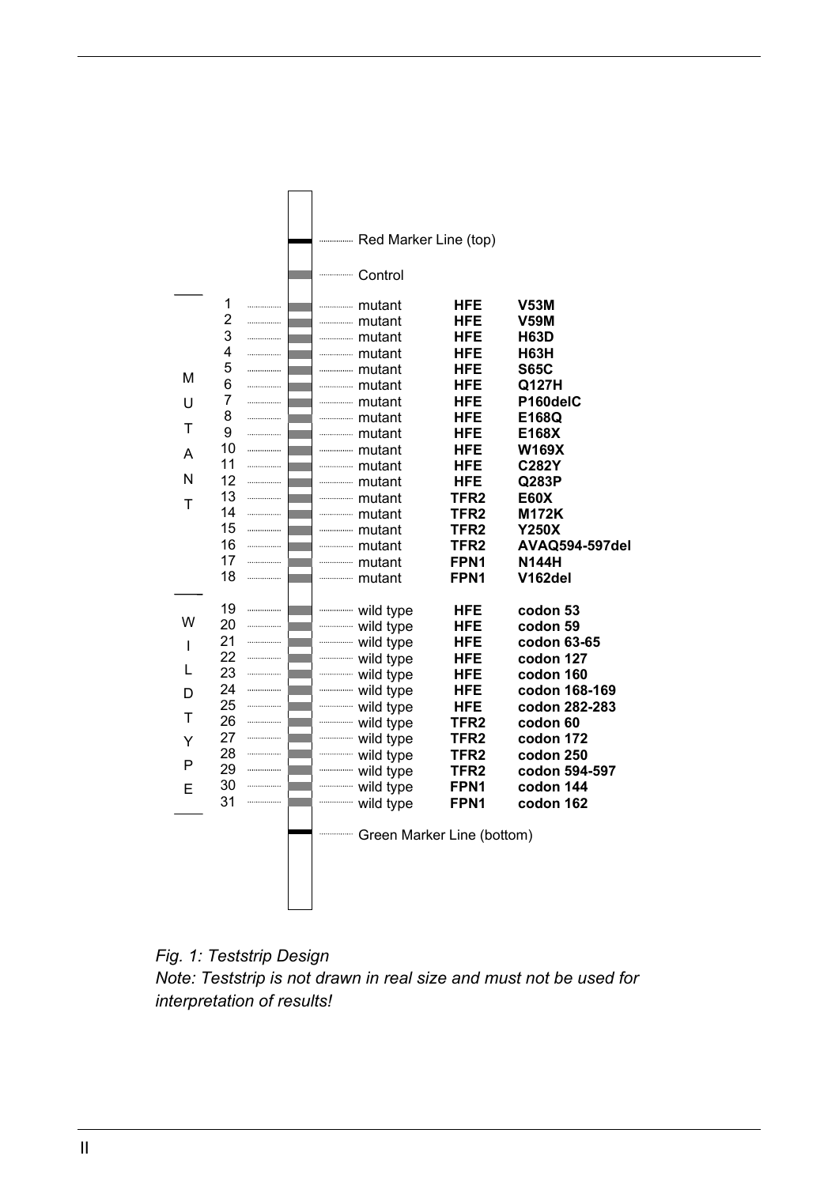| Line | Position | Type | Gene | Mutation / Codon |
|---|---|---|---|---|
| | | Red Marker Line (top) | | |
| | | Control | | |
| MUTANT | 1 | mutant | HFE | V53M |
| | 2 | mutant | HFE | V59M |
| | 3 | mutant | HFE | H63D |
| | 4 | mutant | HFE | H63H |
| | 5 | mutant | HFE | S65C |
| | 6 | mutant | HFE | Q127H |
| | 7 | mutant | HFE | P160delC |
| | 8 | mutant | HFE | E168Q |
| | 9 | mutant | HFE | E168X |
| | 10 | mutant | HFE | W169X |
| | 11 | mutant | HFE | C282Y |
| | 12 | mutant | HFE | Q283P |
| | 13 | mutant | TFR2 | E60X |
| | 14 | mutant | TFR2 | M172K |
| | 15 | mutant | TFR2 | Y250X |
| | 16 | mutant | TFR2 | AVAQ594-597del |
| | 17 | mutant | FPN1 | N144H |
| | 18 | mutant | FPN1 | V162del |
| WILDTYPE | 19 | wild type | HFE | codon 53 |
| | 20 | wild type | HFE | codon 59 |
| | 21 | wild type | HFE | codon 63-65 |
| | 22 | wild type | HFE | codon 127 |
| | 23 | wild type | HFE | codon 160 |
| | 24 | wild type | HFE | codon 168-169 |
| | 25 | wild type | HFE | codon 282-283 |
| | 26 | wild type | TFR2 | codon 60 |
| | 27 | wild type | TFR2 | codon 172 |
| | 28 | wild type | TFR2 | codon 250 |
| | 29 | wild type | TFR2 | codon 594-597 |
| | 30 | wild type | FPN1 | codon 144 |
| | 31 | wild type | FPN1 | codon 162 |
| | | Green Marker Line (bottom) | | |

*Fig. 1: Teststrip Design*
*Note: Teststrip is not drawn in real size and must not be used for interpretation of results!*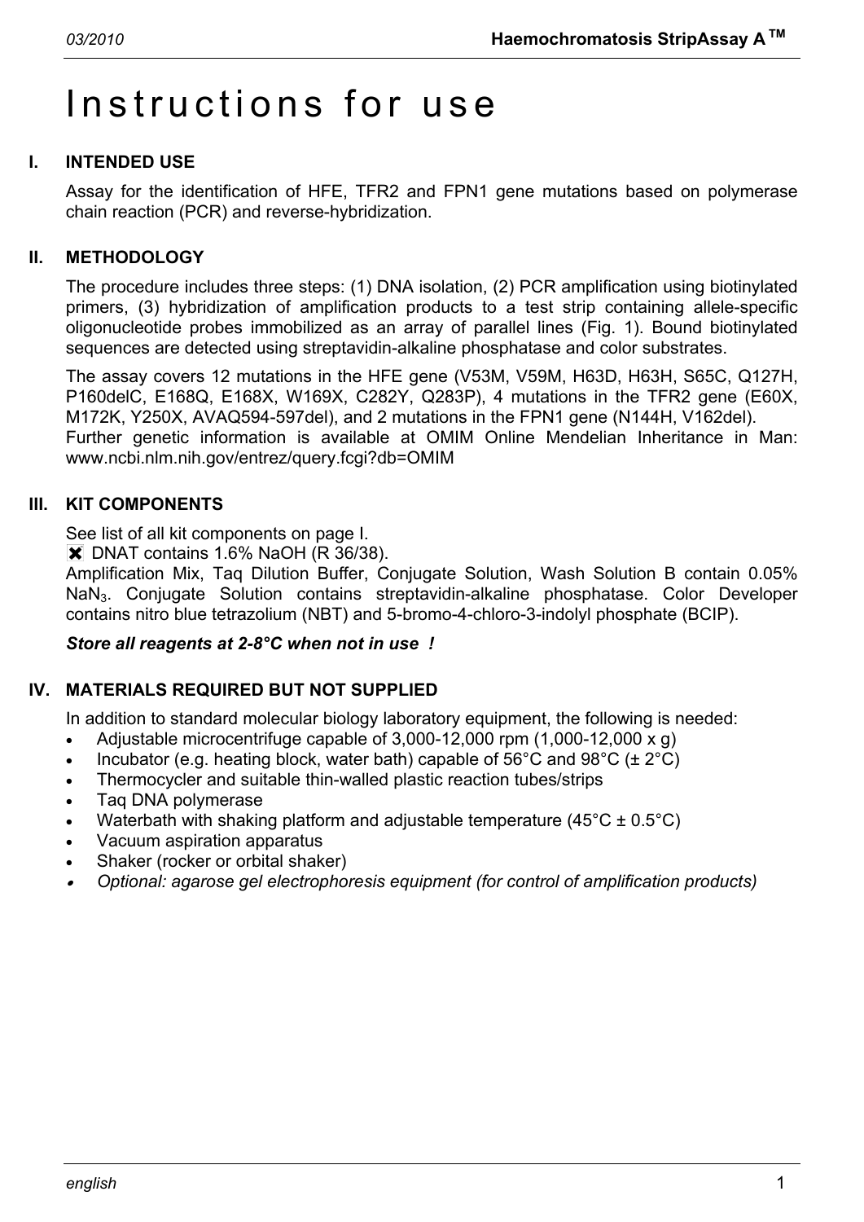# Instructions for use

## I. INTENDED USE

Assay for the identification of HFE, TFR2 and FPN1 gene mutations based on polymerase chain reaction (PCR) and reverse-hybridization.

## II. METHODOLOGY

The procedure includes three steps: (1) DNA isolation, (2) PCR amplification using biotinylated primers, (3) hybridization of amplification products to a test strip containing allele-specific oligonucleotide probes immobilized as an array of parallel lines (Fig. 1). Bound biotinylated sequences are detected using streptavidin-alkaline phosphatase and color substrates.

The assay covers 12 mutations in the HFE gene (V53M, V59M, H63D, H63H, S65C, Q127H, P160delC, E168Q, E168X, W169X, C282Y, Q283P), 4 mutations in the TFR2 gene (E60X, M172K, Y250X, AVAQ594-597del), and 2 mutations in the FPN1 gene (N144H, V162del).
Further genetic information is available at OMIM Online Mendelian Inheritance in Man: www.ncbi.nlm.nih.gov/entrez/query.fcgi?db=OMIM

## III. KIT COMPONENTS

See list of all kit components on page I.
✖ DNAT contains 1.6% NaOH (R 36/38).
Amplification Mix, Taq Dilution Buffer, Conjugate Solution, Wash Solution B contain 0.05% $NaN_3$. Conjugate Solution contains streptavidin-alkaline phosphatase. Color Developer contains nitro blue tetrazolium (NBT) and 5-bromo-4-chloro-3-indolyl phosphate (BCIP).

***Store all reagents at 2-8°C when not in use !***

## IV. MATERIALS REQUIRED BUT NOT SUPPLIED

In addition to standard molecular biology laboratory equipment, the following is needed:

- Adjustable microcentrifuge capable of 3,000-12,000 rpm (1,000-12,000 x g)
- Incubator (e.g. heating block, water bath) capable of 56°C and 98°C (± 2°C)
- Thermocycler and suitable thin-walled plastic reaction tubes/strips
- Taq DNA polymerase
- Waterbath with shaking platform and adjustable temperature (45°C ± 0.5°C)
- Vacuum aspiration apparatus
- Shaker (rocker or orbital shaker)
- *Optional: agarose gel electrophoresis equipment (for control of amplification products)*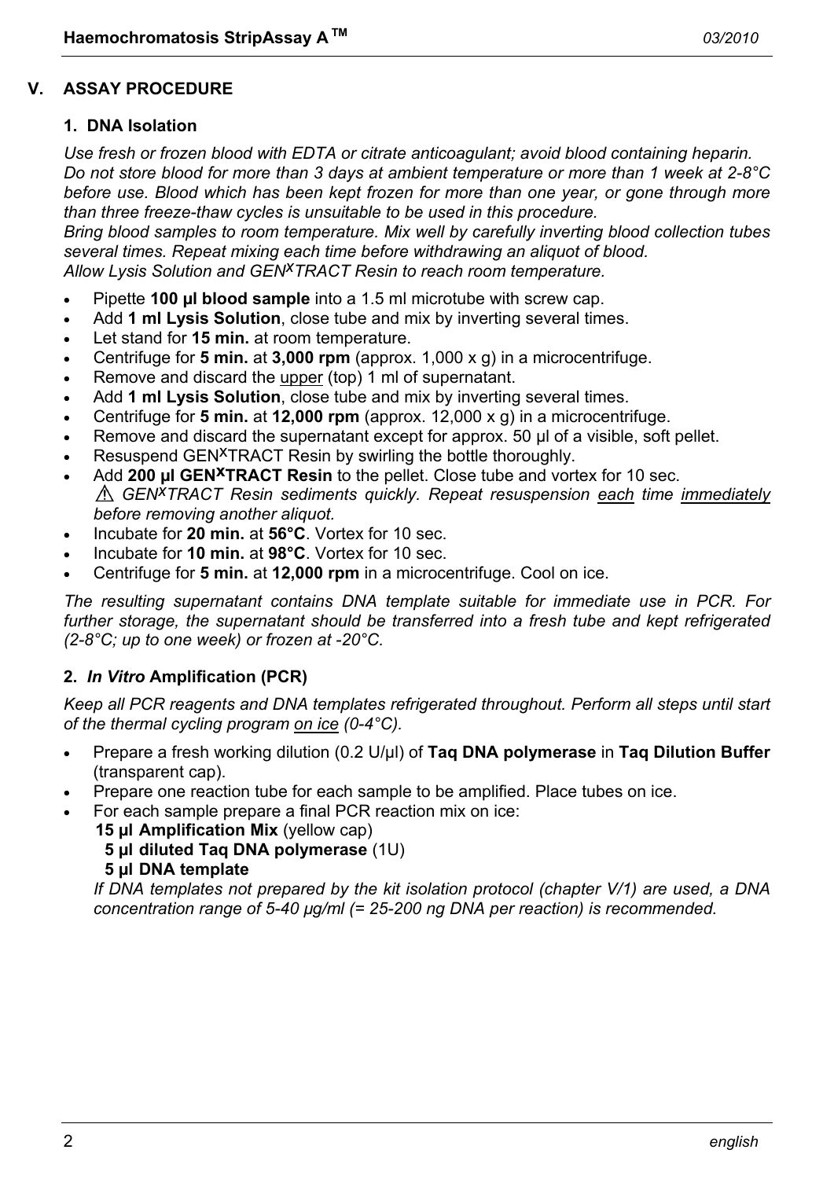## V. ASSAY PROCEDURE

### 1. DNA Isolation

*Use fresh or frozen blood with EDTA or citrate anticoagulant; avoid blood containing heparin. Do not store blood for more than 3 days at ambient temperature or more than 1 week at 2-8°C before use. Blood which has been kept frozen for more than one year, or gone through more than three freeze-thaw cycles is unsuitable to be used in this procedure.*
*Bring blood samples to room temperature. Mix well by carefully inverting blood collection tubes several times. Repeat mixing each time before withdrawing an aliquot of blood.*
*Allow Lysis Solution and GEN$^X$TRACT Resin to reach room temperature.*

- Pipette **100 µl blood sample** into a 1.5 ml microtube with screw cap.
- Add **1 ml Lysis Solution**, close tube and mix by inverting several times.
- Let stand for **15 min.** at room temperature.
- Centrifuge for **5 min.** at **3,000 rpm** (approx. 1,000 x g) in a microcentrifuge.
- Remove and discard the upper (top) 1 ml of supernatant.
- Add **1 ml Lysis Solution**, close tube and mix by inverting several times.
- Centrifuge for **5 min.** at **12,000 rpm** (approx. 12,000 x g) in a microcentrifuge.
- Remove and discard the supernatant except for approx. 50 µl of a visible, soft pellet.
- Resuspend GEN$^X$TRACT Resin by swirling the bottle thoroughly.
- Add **200 µl GEN$^X$TRACT Resin** to the pellet. Close tube and vortex for 10 sec.
  ⚠ *GEN$^X$TRACT Resin sediments quickly. Repeat resuspension each time immediately before removing another aliquot.*
- Incubate for **20 min.** at **56°C**. Vortex for 10 sec.
- Incubate for **10 min.** at **98°C**. Vortex for 10 sec.
- Centrifuge for **5 min.** at **12,000 rpm** in a microcentrifuge. Cool on ice.

*The resulting supernatant contains DNA template suitable for immediate use in PCR. For further storage, the supernatant should be transferred into a fresh tube and kept refrigerated (2-8°C; up to one week) or frozen at -20°C.*

### 2. *In Vitro* Amplification (PCR)

*Keep all PCR reagents and DNA templates refrigerated throughout. Perform all steps until start of the thermal cycling program on ice (0-4°C).*

- Prepare a fresh working dilution (0.2 U/µl) of **Taq DNA polymerase** in **Taq Dilution Buffer** (transparent cap).
- Prepare one reaction tube for each sample to be amplified. Place tubes on ice.
- For each sample prepare a final PCR reaction mix on ice:
  **15 µl Amplification Mix** (yellow cap)
  **5 µl diluted Taq DNA polymerase** (1U)
  **5 µl DNA template**
  *If DNA templates not prepared by the kit isolation protocol (chapter V/1) are used, a DNA concentration range of 5-40 µg/ml (= 25-200 ng DNA per reaction) is recommended.*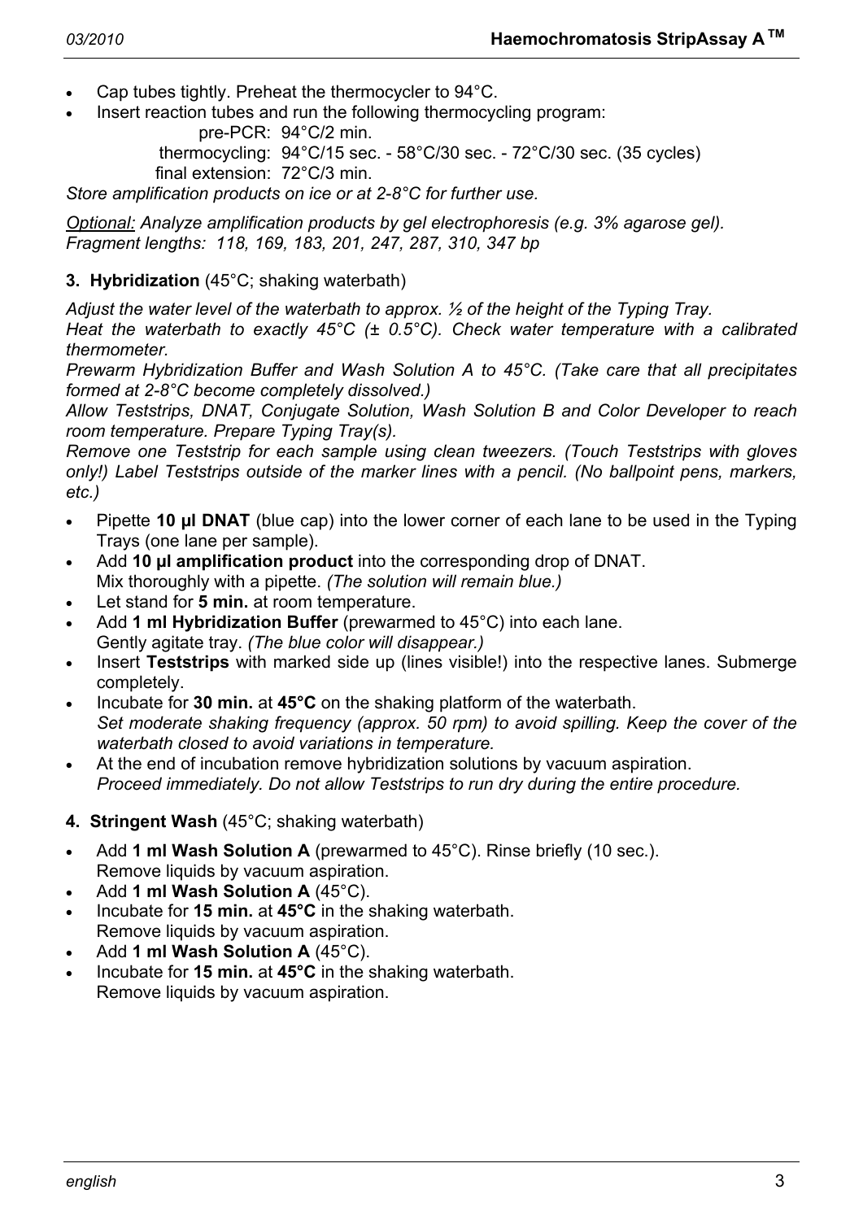- Cap tubes tightly. Preheat the thermocycler to 94°C.
- Insert reaction tubes and run the following thermocycling program:

  pre-PCR: 94°C/2 min.
  thermocycling: 94°C/15 sec. - 58°C/30 sec. - 72°C/30 sec. (35 cycles)
  final extension: 72°C/3 min.

*Store amplification products on ice or at 2-8°C for further use.*

*Optional: Analyze amplification products by gel electrophoresis (e.g. 3% agarose gel). Fragment lengths: 118, 169, 183, 201, 247, 287, 310, 347 bp*

**3. Hybridization** (45°C; shaking waterbath)

*Adjust the water level of the waterbath to approx. ½ of the height of the Typing Tray.*
*Heat the waterbath to exactly 45°C (± 0.5°C). Check water temperature with a calibrated thermometer.*
*Prewarm Hybridization Buffer and Wash Solution A to 45°C. (Take care that all precipitates formed at 2-8°C become completely dissolved.)*
*Allow Teststrips, DNAT, Conjugate Solution, Wash Solution B and Color Developer to reach room temperature. Prepare Typing Tray(s).*
*Remove one Teststrip for each sample using clean tweezers. (Touch Teststrips with gloves only!) Label Teststrips outside of the marker lines with a pencil. (No ballpoint pens, markers, etc.)*

- Pipette **10 µl DNAT** (blue cap) into the lower corner of each lane to be used in the Typing Trays (one lane per sample).
- Add **10 µl amplification product** into the corresponding drop of DNAT. Mix thoroughly with a pipette. *(The solution will remain blue.)*
- Let stand for **5 min.** at room temperature.
- Add **1 ml Hybridization Buffer** (prewarmed to 45°C) into each lane. Gently agitate tray. *(The blue color will disappear.)*
- Insert **Teststrips** with marked side up (lines visible!) into the respective lanes. Submerge completely.
- Incubate for **30 min.** at **45°C** on the shaking platform of the waterbath. *Set moderate shaking frequency (approx. 50 rpm) to avoid spilling. Keep the cover of the waterbath closed to avoid variations in temperature.*
- At the end of incubation remove hybridization solutions by vacuum aspiration. *Proceed immediately. Do not allow Teststrips to run dry during the entire procedure.*

**4. Stringent Wash** (45°C; shaking waterbath)

- Add **1 ml Wash Solution A** (prewarmed to 45°C). Rinse briefly (10 sec.). Remove liquids by vacuum aspiration.
- Add **1 ml Wash Solution A** (45°C).
- Incubate for **15 min.** at **45°C** in the shaking waterbath. Remove liquids by vacuum aspiration.
- Add **1 ml Wash Solution A** (45°C).
- Incubate for **15 min.** at **45°C** in the shaking waterbath. Remove liquids by vacuum aspiration.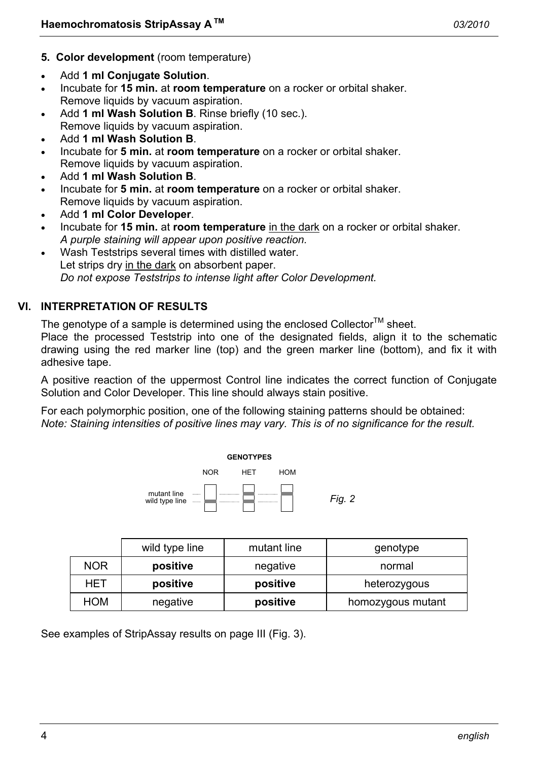5. **Color development** (room temperature)

- Add **1 ml Conjugate Solution**.
- Incubate for **15 min.** at **room temperature** on a rocker or orbital shaker.
  Remove liquids by vacuum aspiration.
- Add **1 ml Wash Solution B**. Rinse briefly (10 sec.).
  Remove liquids by vacuum aspiration.
- Add **1 ml Wash Solution B**.
- Incubate for **5 min.** at **room temperature** on a rocker or orbital shaker.
  Remove liquids by vacuum aspiration.
- Add **1 ml Wash Solution B**.
- Incubate for **5 min.** at **room temperature** on a rocker or orbital shaker.
  Remove liquids by vacuum aspiration.
- Add **1 ml Color Developer**.
- Incubate for **15 min.** at **room temperature** in the dark on a rocker or orbital shaker.
  *A purple staining will appear upon positive reaction.*
- Wash Teststrips several times with distilled water.
  Let strips dry in the dark on absorbent paper.
  *Do not expose Teststrips to intense light after Color Development.*

## VI. INTERPRETATION OF RESULTS

The genotype of a sample is determined using the enclosed Collector™ sheet.
Place the processed Teststrip into one of the designated fields, align it to the schematic drawing using the red marker line (top) and the green marker line (bottom), and fix it with adhesive tape.

A positive reaction of the uppermost Control line indicates the correct function of Conjugate Solution and Color Developer. This line should always stain positive.

For each polymorphic position, one of the following staining patterns should be obtained:
*Note: Staining intensities of positive lines may vary. This is of no significance for the result.*

**GENOTYPES**

| | NOR | HET | HOM |
|---|---|---|---|
| mutant line | | ■ | ■ |
| wild type line | ■ | ■ | |

*Fig. 2*

| | wild type line | mutant line | genotype |
|---|---|---|---|
| NOR | **positive** | negative | normal |
| HET | **positive** | **positive** | heterozygous |
| HOM | negative | **positive** | homozygous mutant |

See examples of StripAssay results on page III (Fig. 3).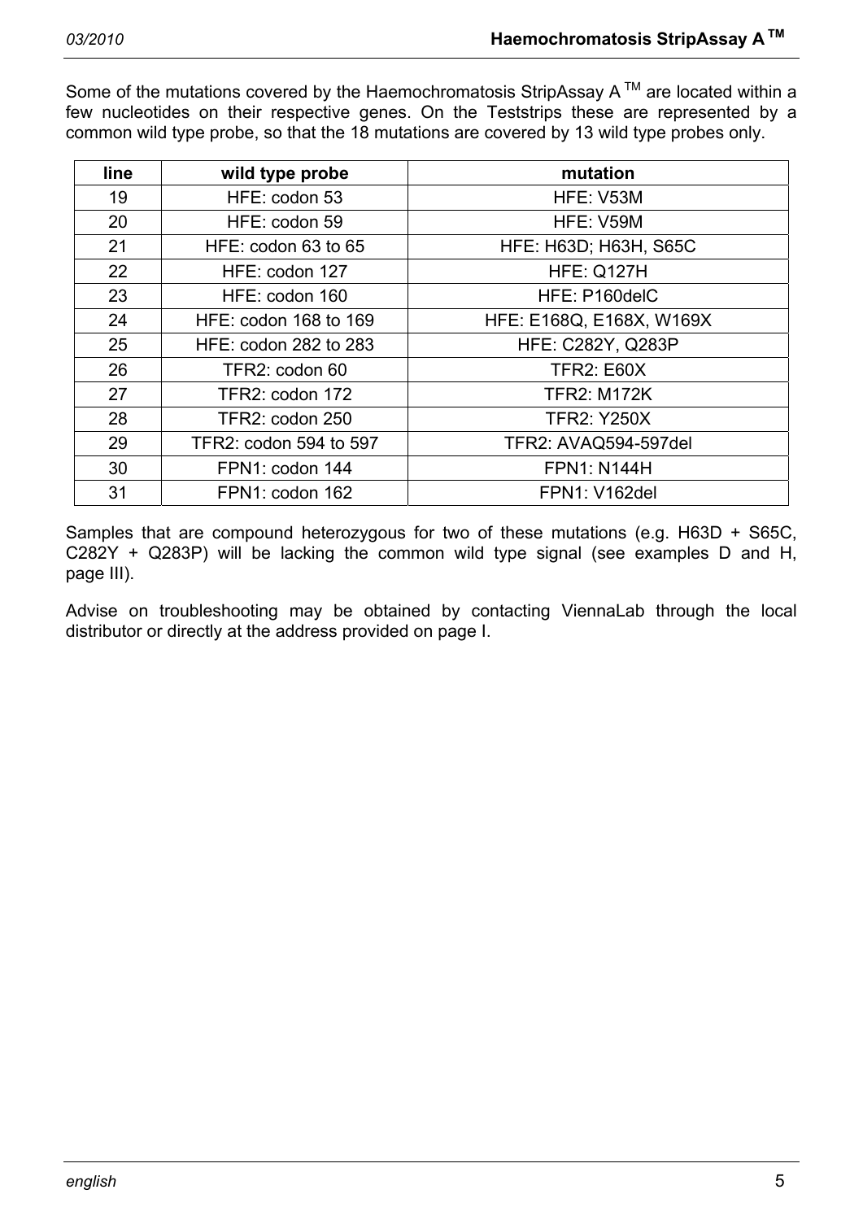Some of the mutations covered by the Haemochromatosis StripAssay A TM are located within a few nucleotides on their respective genes. On the Teststrips these are represented by a common wild type probe, so that the 18 mutations are covered by 13 wild type probes only.

| line | wild type probe | mutation |
|---|---|---|
| 19 | HFE: codon 53 | HFE: V53M |
| 20 | HFE: codon 59 | HFE: V59M |
| 21 | HFE: codon 63 to 65 | HFE: H63D; H63H, S65C |
| 22 | HFE: codon 127 | HFE: Q127H |
| 23 | HFE: codon 160 | HFE: P160delC |
| 24 | HFE: codon 168 to 169 | HFE: E168Q, E168X, W169X |
| 25 | HFE: codon 282 to 283 | HFE: C282Y, Q283P |
| 26 | TFR2: codon 60 | TFR2: E60X |
| 27 | TFR2: codon 172 | TFR2: M172K |
| 28 | TFR2: codon 250 | TFR2: Y250X |
| 29 | TFR2: codon 594 to 597 | TFR2: AVAQ594-597del |
| 30 | FPN1: codon 144 | FPN1: N144H |
| 31 | FPN1: codon 162 | FPN1: V162del |

Samples that are compound heterozygous for two of these mutations (e.g. H63D + S65C, C282Y + Q283P) will be lacking the common wild type signal (see examples D and H, page III).

Advise on troubleshooting may be obtained by contacting ViennaLab through the local distributor or directly at the address provided on page I.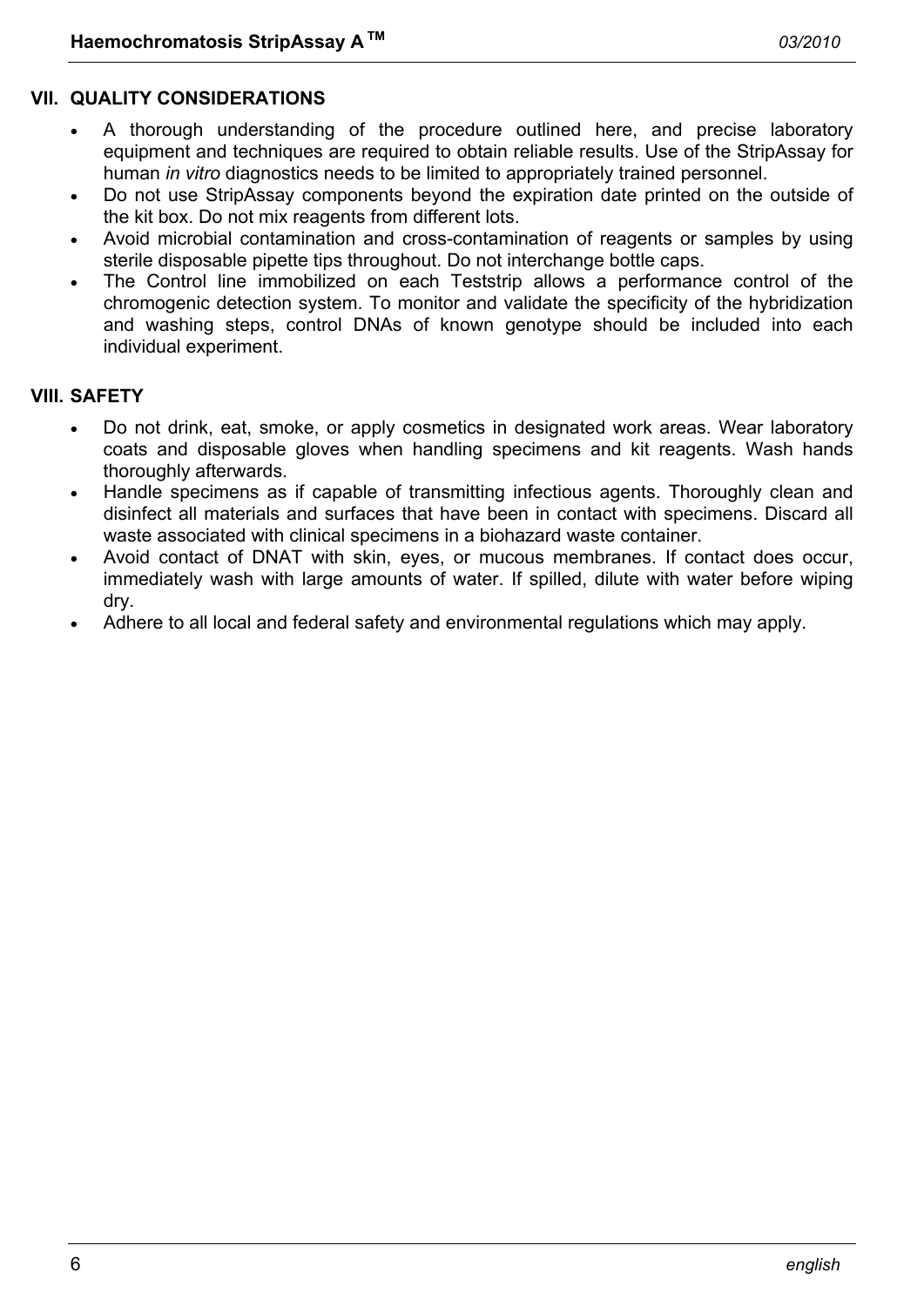## VII. QUALITY CONSIDERATIONS

- A thorough understanding of the procedure outlined here, and precise laboratory equipment and techniques are required to obtain reliable results. Use of the StripAssay for human *in vitro* diagnostics needs to be limited to appropriately trained personnel.
- Do not use StripAssay components beyond the expiration date printed on the outside of the kit box. Do not mix reagents from different lots.
- Avoid microbial contamination and cross-contamination of reagents or samples by using sterile disposable pipette tips throughout. Do not interchange bottle caps.
- The Control line immobilized on each Teststrip allows a performance control of the chromogenic detection system. To monitor and validate the specificity of the hybridization and washing steps, control DNAs of known genotype should be included into each individual experiment.

## VIII. SAFETY

- Do not drink, eat, smoke, or apply cosmetics in designated work areas. Wear laboratory coats and disposable gloves when handling specimens and kit reagents. Wash hands thoroughly afterwards.
- Handle specimens as if capable of transmitting infectious agents. Thoroughly clean and disinfect all materials and surfaces that have been in contact with specimens. Discard all waste associated with clinical specimens in a biohazard waste container.
- Avoid contact of DNAT with skin, eyes, or mucous membranes. If contact does occur, immediately wash with large amounts of water. If spilled, dilute with water before wiping dry.
- Adhere to all local and federal safety and environmental regulations which may apply.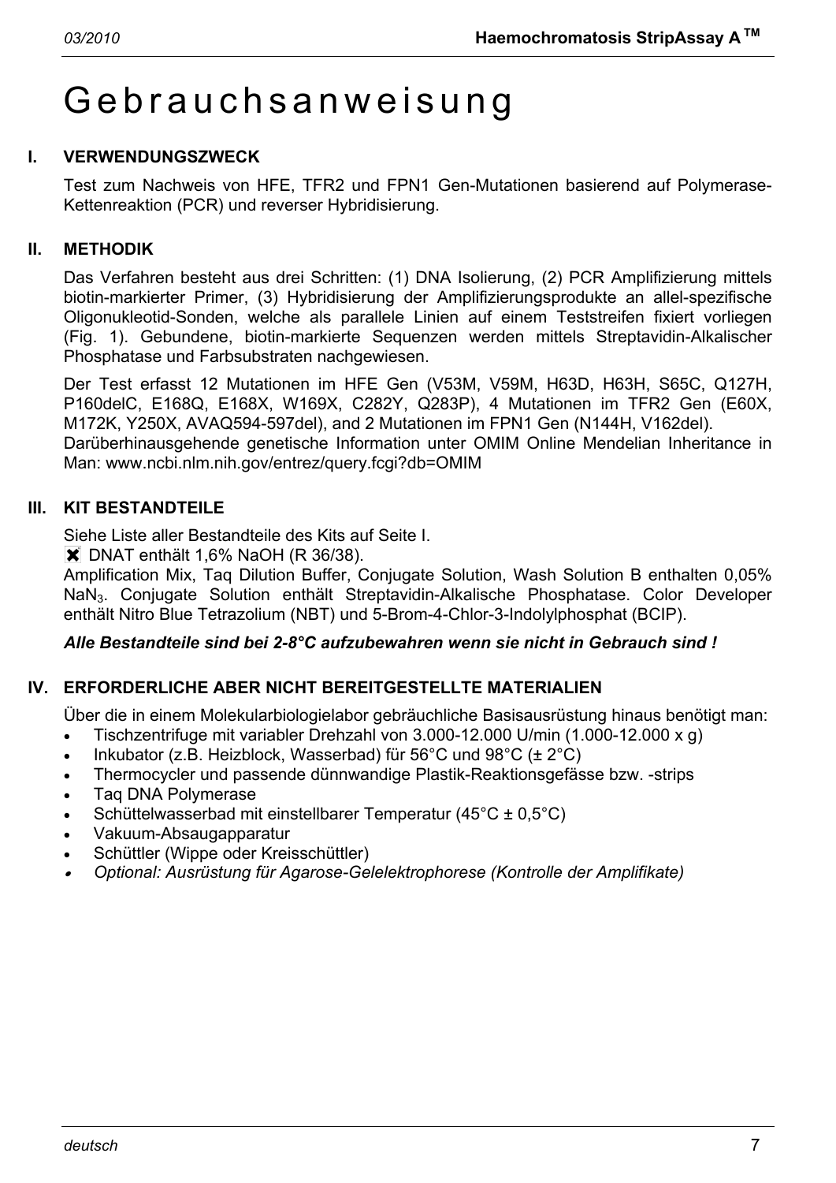# Gebrauchsanweisung

## I. VERWENDUNGSZWECK

Test zum Nachweis von HFE, TFR2 und FPN1 Gen-Mutationen basierend auf Polymerase-Kettenreaktion (PCR) und reverser Hybridisierung.

## II. METHODIK

Das Verfahren besteht aus drei Schritten: (1) DNA Isolierung, (2) PCR Amplifizierung mittels biotin-markierter Primer, (3) Hybridisierung der Amplifizierungsprodukte an allel-spezifische Oligonukleotid-Sonden, welche als parallele Linien auf einem Teststreifen fixiert vorliegen (Fig. 1). Gebundene, biotin-markierte Sequenzen werden mittels Streptavidin-Alkalischer Phosphatase und Farbsubstraten nachgewiesen.

Der Test erfasst 12 Mutationen im HFE Gen (V53M, V59M, H63D, H63H, S65C, Q127H, P160delC, E168Q, E168X, W169X, C282Y, Q283P), 4 Mutationen im TFR2 Gen (E60X, M172K, Y250X, AVAQ594-597del), and 2 Mutationen im FPN1 Gen (N144H, V162del).
Darüberhinausgehende genetische Information unter OMIM Online Mendelian Inheritance in Man: www.ncbi.nlm.nih.gov/entrez/query.fcgi?db=OMIM

## III. KIT BESTANDTEILE

Siehe Liste aller Bestandteile des Kits auf Seite I.
✖ DNAT enthält 1,6% NaOH (R 36/38).
Amplification Mix, Taq Dilution Buffer, Conjugate Solution, Wash Solution B enthalten 0,05% $NaN_3$. Conjugate Solution enthält Streptavidin-Alkalische Phosphatase. Color Developer enthält Nitro Blue Tetrazolium (NBT) und 5-Brom-4-Chlor-3-Indolylphosphat (BCIP).

***Alle Bestandteile sind bei 2-8°C aufzubewahren wenn sie nicht in Gebrauch sind !***

## IV. ERFORDERLICHE ABER NICHT BEREITGESTELLTE MATERIALIEN

Über die in einem Molekularbiologielabor gebräuchliche Basisausrüstung hinaus benötigt man:

- Tischzentrifuge mit variabler Drehzahl von 3.000-12.000 U/min (1.000-12.000 x g)
- Inkubator (z.B. Heizblock, Wasserbad) für 56°C und 98°C (± 2°C)
- Thermocycler und passende dünnwandige Plastik-Reaktionsgefässe bzw. -strips
- Taq DNA Polymerase
- Schüttelwasserbad mit einstellbarer Temperatur (45°C ± 0,5°C)
- Vakuum-Absaugapparatur
- Schüttler (Wippe oder Kreisschüttler)
- *Optional: Ausrüstung für Agarose-Gelelektrophorese (Kontrolle der Amplifikate)*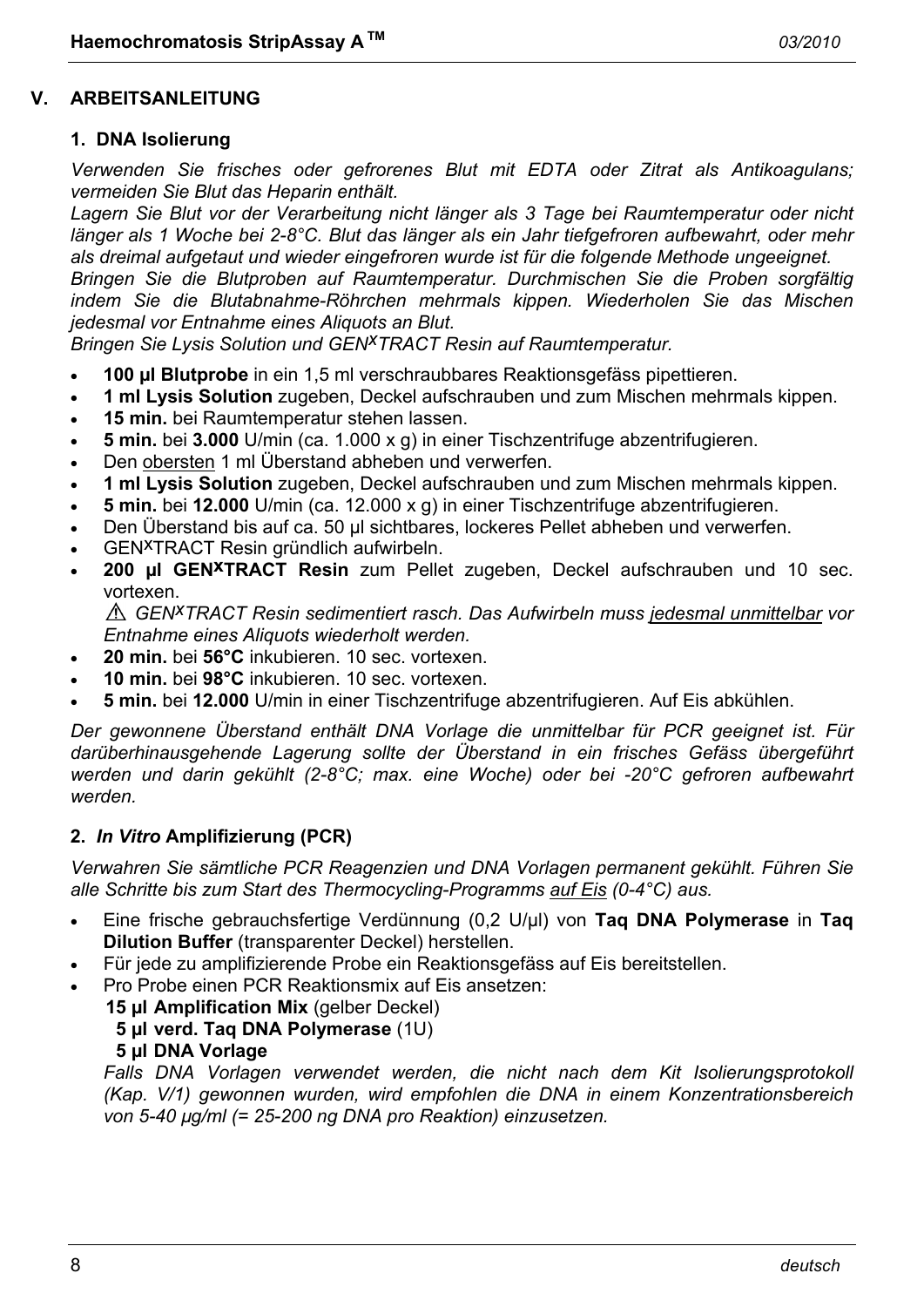## V. ARBEITSANLEITUNG

### 1. DNA Isolierung

*Verwenden Sie frisches oder gefrorenes Blut mit EDTA oder Zitrat als Antikoagulans; vermeiden Sie Blut das Heparin enthält.*

*Lagern Sie Blut vor der Verarbeitung nicht länger als 3 Tage bei Raumtemperatur oder nicht länger als 1 Woche bei 2-8°C. Blut das länger als ein Jahr tiefgefroren aufbewahrt, oder mehr als dreimal aufgetaut und wieder eingefroren wurde ist für die folgende Methode ungeeignet.*

*Bringen Sie die Blutproben auf Raumtemperatur. Durchmischen Sie die Proben sorgfältig indem Sie die Blutabnahme-Röhrchen mehrmals kippen. Wiederholen Sie das Mischen jedesmal vor Entnahme eines Aliquots an Blut.*

*Bringen Sie Lysis Solution und GEN$^{X}$TRACT Resin auf Raumtemperatur.*

- **100 µl Blutprobe** in ein 1,5 ml verschraubbares Reaktionsgefäss pipettieren.
- **1 ml Lysis Solution** zugeben, Deckel aufschrauben und zum Mischen mehrmals kippen.
- **15 min.** bei Raumtemperatur stehen lassen.
- **5 min.** bei **3.000** U/min (ca. 1.000 x g) in einer Tischzentrifuge abzentrifugieren.
- Den obersten 1 ml Überstand abheben und verwerfen.
- **1 ml Lysis Solution** zugeben, Deckel aufschrauben und zum Mischen mehrmals kippen.
- **5 min.** bei **12.000** U/min (ca. 12.000 x g) in einer Tischzentrifuge abzentrifugieren.
- Den Überstand bis auf ca. 50 µl sichtbares, lockeres Pellet abheben und verwerfen.
- GEN$^{X}$TRACT Resin gründlich aufwirbeln.
- **200 µl GEN$^{X}$TRACT Resin** zum Pellet zugeben, Deckel aufschrauben und 10 sec. vortexen.

  ⚠ *GEN$^{X}$TRACT Resin sedimentiert rasch. Das Aufwirbeln muss jedesmal unmittelbar vor Entnahme eines Aliquots wiederholt werden.*
- **20 min.** bei **56°C** inkubieren. 10 sec. vortexen.
- **10 min.** bei **98°C** inkubieren. 10 sec. vortexen.
- **5 min.** bei **12.000** U/min in einer Tischzentrifuge abzentrifugieren. Auf Eis abkühlen.

*Der gewonnene Überstand enthält DNA Vorlage die unmittelbar für PCR geeignet ist. Für darüberhinausgehende Lagerung sollte der Überstand in ein frisches Gefäss übergeführt werden und darin gekühlt (2-8°C; max. eine Woche) oder bei -20°C gefroren aufbewahrt werden.*

### 2. *In Vitro* Amplifizierung (PCR)

*Verwahren Sie sämtliche PCR Reagenzien und DNA Vorlagen permanent gekühlt. Führen Sie alle Schritte bis zum Start des Thermocycling-Programms auf Eis (0-4°C) aus.*

- Eine frische gebrauchsfertige Verdünnung (0,2 U/µl) von **Taq DNA Polymerase** in **Taq Dilution Buffer** (transparenter Deckel) herstellen.
- Für jede zu amplifizierende Probe ein Reaktionsgefäss auf Eis bereitstellen.
- Pro Probe einen PCR Reaktionsmix auf Eis ansetzen:

  **15 µl Amplification Mix** (gelber Deckel)  
  **5 µl verd. Taq DNA Polymerase** (1U)  
  **5 µl DNA Vorlage**

  *Falls DNA Vorlagen verwendet werden, die nicht nach dem Kit Isolierungsprotokoll (Kap. V/1) gewonnen wurden, wird empfohlen die DNA in einem Konzentrationsbereich von 5-40 µg/ml (= 25-200 ng DNA pro Reaktion) einzusetzen.*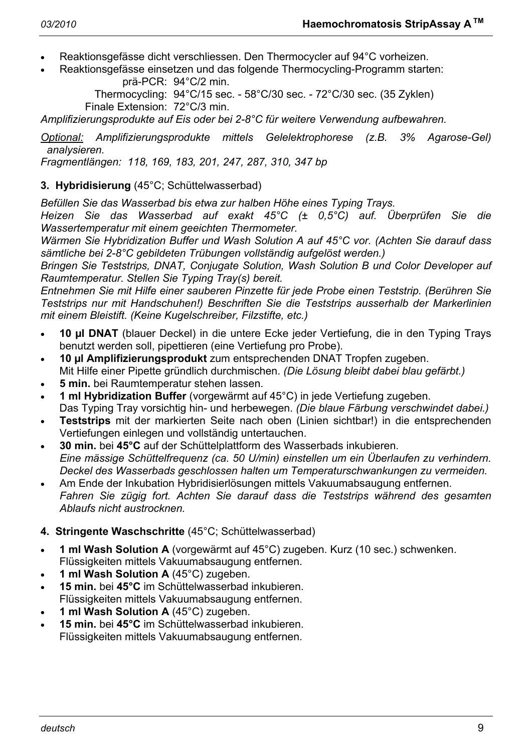- Reaktionsgefässe dicht verschliessen. Den Thermocycler auf 94°C vorheizen.
- Reaktionsgefässe einsetzen und das folgende Thermocycling-Programm starten:

  prä-PCR: 94°C/2 min.
  Thermocycling: 94°C/15 sec. - 58°C/30 sec. - 72°C/30 sec. (35 Zyklen)
  Finale Extension: 72°C/3 min.

*Amplifizierungsprodukte auf Eis oder bei 2-8°C für weitere Verwendung aufbewahren.*

*Optional: Amplifizierungsprodukte mittels Gelelektrophorese (z.B. 3% Agarose-Gel) analysieren.*
*Fragmentlängen: 118, 169, 183, 201, 247, 287, 310, 347 bp*

**3. Hybridisierung** (45°C; Schüttelwasserbad)

*Befüllen Sie das Wasserbad bis etwa zur halben Höhe eines Typing Trays.*
*Heizen Sie das Wasserbad auf exakt 45°C (± 0,5°C) auf. Überprüfen Sie die Wassertemperatur mit einem geeichten Thermometer.*
*Wärmen Sie Hybridization Buffer und Wash Solution A auf 45°C vor. (Achten Sie darauf dass sämtliche bei 2-8°C gebildeten Trübungen vollständig aufgelöst werden.)*
*Bringen Sie Teststrips, DNAT, Conjugate Solution, Wash Solution B und Color Developer auf Raumtemperatur. Stellen Sie Typing Tray(s) bereit.*
*Entnehmen Sie mit Hilfe einer sauberen Pinzette für jede Probe einen Teststrip. (Berühren Sie Teststrips nur mit Handschuhen!) Beschriften Sie die Teststrips ausserhalb der Markerlinien mit einem Bleistift. (Keine Kugelschreiber, Filzstifte, etc.)*

- **10 µl DNAT** (blauer Deckel) in die untere Ecke jeder Vertiefung, die in den Typing Trays benutzt werden soll, pipettieren (eine Vertiefung pro Probe).
- **10 µl Amplifizierungsprodukt** zum entsprechenden DNAT Tropfen zugeben.
  Mit Hilfe einer Pipette gründlich durchmischen. *(Die Lösung bleibt dabei blau gefärbt.)*
- **5 min.** bei Raumtemperatur stehen lassen.
- **1 ml Hybridization Buffer** (vorgewärmt auf 45°C) in jede Vertiefung zugeben.
  Das Typing Tray vorsichtig hin- und herbewegen. *(Die blaue Färbung verschwindet dabei.)*
- **Teststrips** mit der markierten Seite nach oben (Linien sichtbar!) in die entsprechenden Vertiefungen einlegen und vollständig untertauchen.
- **30 min.** bei **45°C** auf der Schüttelplattform des Wasserbads inkubieren.
  *Eine mässige Schüttelfrequenz (ca. 50 U/min) einstellen um ein Überlaufen zu verhindern. Deckel des Wasserbads geschlossen halten um Temperaturschwankungen zu vermeiden.*
- Am Ende der Inkubation Hybridisierlösungen mittels Vakuumabsaugung entfernen.
  *Fahren Sie zügig fort. Achten Sie darauf dass die Teststrips während des gesamten Ablaufs nicht austrocknen.*

**4. Stringente Waschschritte** (45°C; Schüttelwasserbad)

- **1 ml Wash Solution A** (vorgewärmt auf 45°C) zugeben. Kurz (10 sec.) schwenken.
  Flüssigkeiten mittels Vakuumabsaugung entfernen.
- **1 ml Wash Solution A** (45°C) zugeben.
- **15 min.** bei **45°C** im Schüttelwasserbad inkubieren.
  Flüssigkeiten mittels Vakuumabsaugung entfernen.
- **1 ml Wash Solution A** (45°C) zugeben.
- **15 min.** bei **45°C** im Schüttelwasserbad inkubieren.
  Flüssigkeiten mittels Vakuumabsaugung entfernen.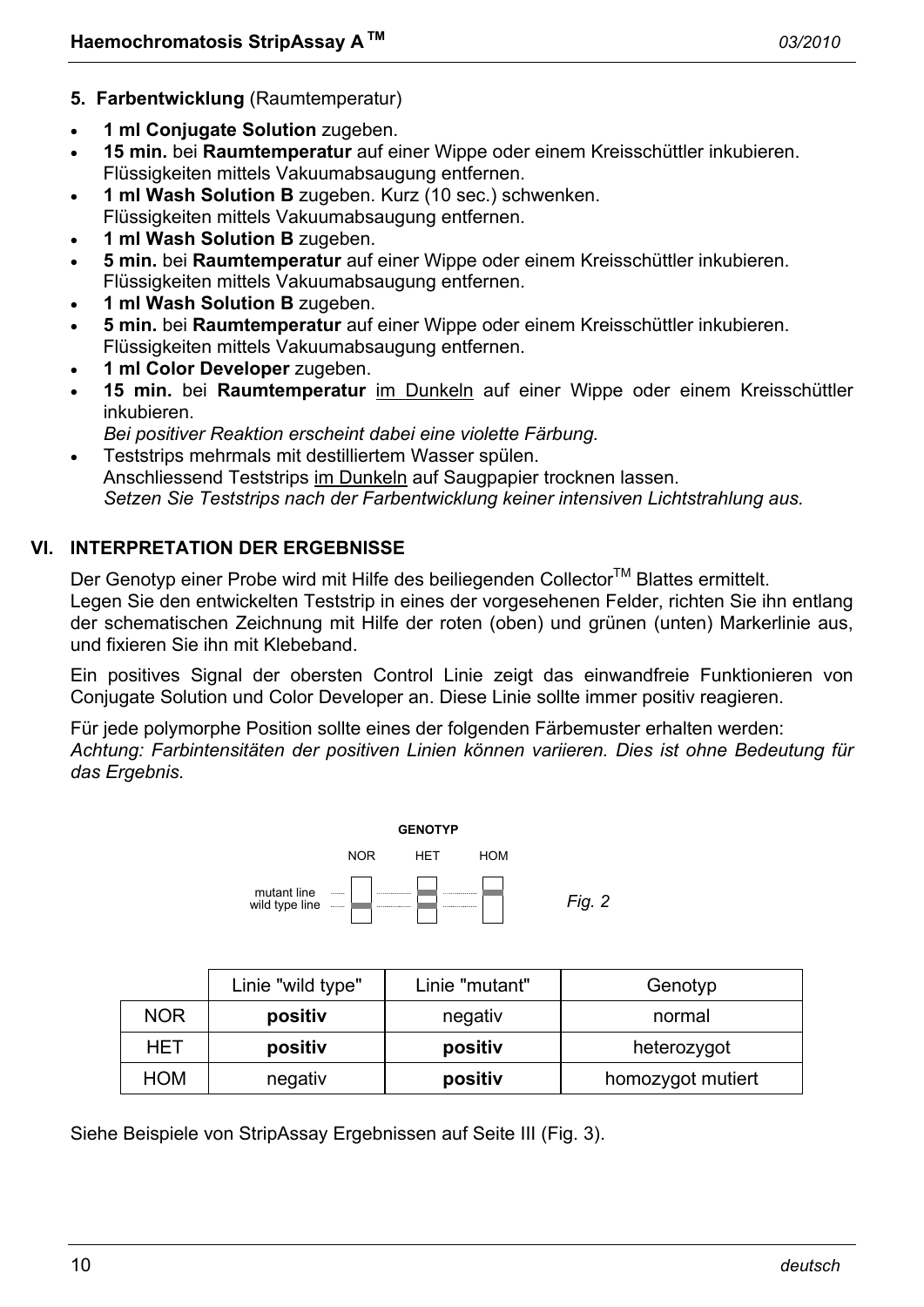**5. Farbentwicklung** (Raumtemperatur)

- **1 ml Conjugate Solution** zugeben.
- **15 min.** bei **Raumtemperatur** auf einer Wippe oder einem Kreisschüttler inkubieren. Flüssigkeiten mittels Vakuumabsaugung entfernen.
- **1 ml Wash Solution B** zugeben. Kurz (10 sec.) schwenken. Flüssigkeiten mittels Vakuumabsaugung entfernen.
- **1 ml Wash Solution B** zugeben.
- **5 min.** bei **Raumtemperatur** auf einer Wippe oder einem Kreisschüttler inkubieren. Flüssigkeiten mittels Vakuumabsaugung entfernen.
- **1 ml Wash Solution B** zugeben.
- **5 min.** bei **Raumtemperatur** auf einer Wippe oder einem Kreisschüttler inkubieren. Flüssigkeiten mittels Vakuumabsaugung entfernen.
- **1 ml Color Developer** zugeben.
- **15 min.** bei **Raumtemperatur** im Dunkeln auf einer Wippe oder einem Kreisschüttler inkubieren.
  *Bei positiver Reaktion erscheint dabei eine violette Färbung.*
- Teststrips mehrmals mit destilliertem Wasser spülen.
  Anschliessend Teststrips im Dunkeln auf Saugpapier trocknen lassen.
  *Setzen Sie Teststrips nach der Farbentwicklung keiner intensiven Lichtstrahlung aus.*

## VI. INTERPRETATION DER ERGEBNISSE

Der Genotyp einer Probe wird mit Hilfe des beiliegenden Collector™ Blattes ermittelt.
Legen Sie den entwickelten Teststrip in eines der vorgesehenen Felder, richten Sie ihn entlang der schematischen Zeichnung mit Hilfe der roten (oben) und grünen (unten) Markerlinie aus, und fixieren Sie ihn mit Klebeband.

Ein positives Signal der obersten Control Linie zeigt das einwandfreie Funktionieren von Conjugate Solution und Color Developer an. Diese Linie sollte immer positiv reagieren.

Für jede polymorphe Position sollte eines der folgenden Färbemuster erhalten werden:
*Achtung: Farbintensitäten der positiven Linien können variieren. Dies ist ohne Bedeutung für das Ergebnis.*

GENOTYP

| | NOR | HET | HOM |
|---|---|---|---|
| mutant line | | ▬ | ▬ |
| wild type line | ▬ | ▬ | |

*Fig. 2*

| | Linie "wild type" | Linie "mutant" | Genotyp |
|---|---|---|---|
| NOR | **positiv** | negativ | normal |
| HET | **positiv** | **positiv** | heterozygot |
| HOM | negativ | **positiv** | homozygot mutiert |

Siehe Beispiele von StripAssay Ergebnissen auf Seite III (Fig. 3).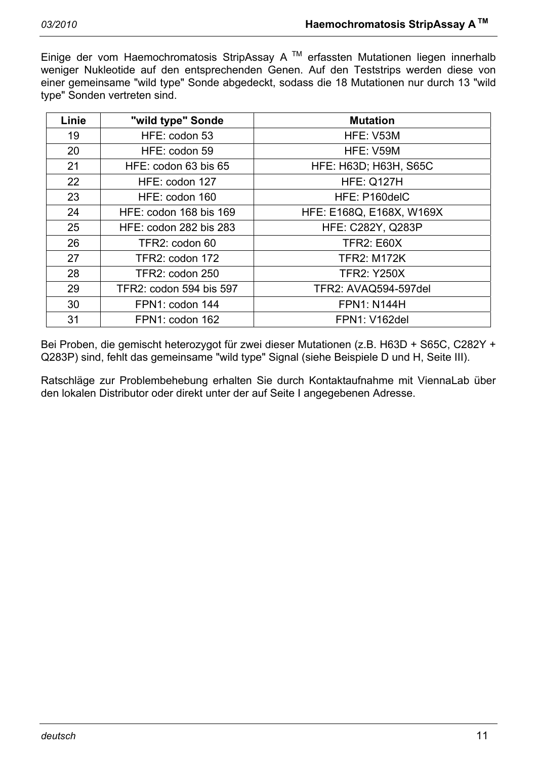Einige der vom Haemochromatosis StripAssay A ™ erfassten Mutationen liegen innerhalb weniger Nukleotide auf den entsprechenden Genen. Auf den Teststrips werden diese von einer gemeinsame "wild type" Sonde abgedeckt, sodass die 18 Mutationen nur durch 13 "wild type" Sonden vertreten sind.

| Linie | "wild type" Sonde | Mutation |
|---|---|---|
| 19 | HFE: codon 53 | HFE: V53M |
| 20 | HFE: codon 59 | HFE: V59M |
| 21 | HFE: codon 63 bis 65 | HFE: H63D; H63H, S65C |
| 22 | HFE: codon 127 | HFE: Q127H |
| 23 | HFE: codon 160 | HFE: P160delC |
| 24 | HFE: codon 168 bis 169 | HFE: E168Q, E168X, W169X |
| 25 | HFE: codon 282 bis 283 | HFE: C282Y, Q283P |
| 26 | TFR2: codon 60 | TFR2: E60X |
| 27 | TFR2: codon 172 | TFR2: M172K |
| 28 | TFR2: codon 250 | TFR2: Y250X |
| 29 | TFR2: codon 594 bis 597 | TFR2: AVAQ594-597del |
| 30 | FPN1: codon 144 | FPN1: N144H |
| 31 | FPN1: codon 162 | FPN1: V162del |

Bei Proben, die gemischt heterozygot für zwei dieser Mutationen (z.B. H63D + S65C, C282Y + Q283P) sind, fehlt das gemeinsame "wild type" Signal (siehe Beispiele D und H, Seite III).

Ratschläge zur Problembehebung erhalten Sie durch Kontaktaufnahme mit ViennaLab über den lokalen Distributor oder direkt unter der auf Seite I angegebenen Adresse.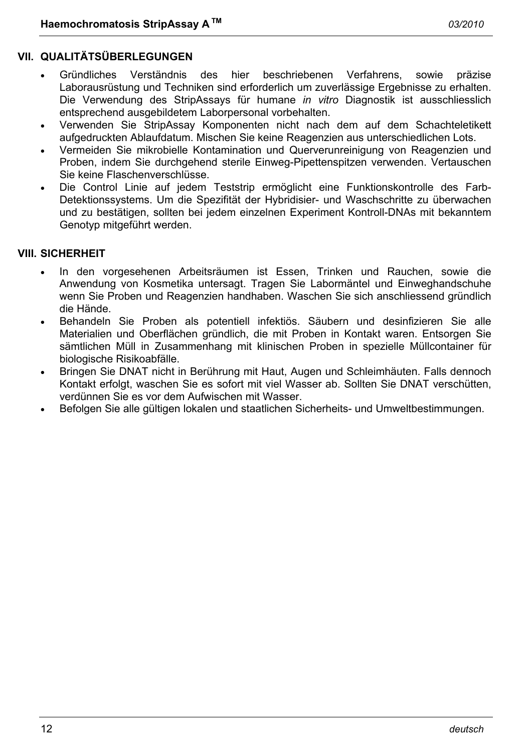## VII. QUALITÄTSÜBERLEGUNGEN

- Gründliches Verständnis des hier beschriebenen Verfahrens, sowie präzise Laborausrüstung und Techniken sind erforderlich um zuverlässige Ergebnisse zu erhalten. Die Verwendung des StripAssays für humane *in vitro* Diagnostik ist ausschliesslich entsprechend ausgebildetem Laborpersonal vorbehalten.
- Verwenden Sie StripAssay Komponenten nicht nach dem auf dem Schachteletikett aufgedruckten Ablaufdatum. Mischen Sie keine Reagenzien aus unterschiedlichen Lots.
- Vermeiden Sie mikrobielle Kontamination und Querverunreinigung von Reagenzien und Proben, indem Sie durchgehend sterile Einweg-Pipettenspitzen verwenden. Vertauschen Sie keine Flaschenverschlüsse.
- Die Control Linie auf jedem Teststrip ermöglicht eine Funktionskontrolle des Farb-Detektionssystems. Um die Spezifität der Hybridisier- und Waschschritte zu überwachen und zu bestätigen, sollten bei jedem einzelnen Experiment Kontroll-DNAs mit bekanntem Genotyp mitgeführt werden.

## VIII. SICHERHEIT

- In den vorgesehenen Arbeitsräumen ist Essen, Trinken und Rauchen, sowie die Anwendung von Kosmetika untersagt. Tragen Sie Labormäntel und Einweghandschuhe wenn Sie Proben und Reagenzien handhaben. Waschen Sie sich anschliessend gründlich die Hände.
- Behandeln Sie Proben als potentiell infektiös. Säubern und desinfizieren Sie alle Materialien und Oberflächen gründlich, die mit Proben in Kontakt waren. Entsorgen Sie sämtlichen Müll in Zusammenhang mit klinischen Proben in spezielle Müllcontainer für biologische Risikoabfälle.
- Bringen Sie DNAT nicht in Berührung mit Haut, Augen und Schleimhäuten. Falls dennoch Kontakt erfolgt, waschen Sie es sofort mit viel Wasser ab. Sollten Sie DNAT verschütten, verdünnen Sie es vor dem Aufwischen mit Wasser.
- Befolgen Sie alle gültigen lokalen und staatlichen Sicherheits- und Umweltbestimmungen.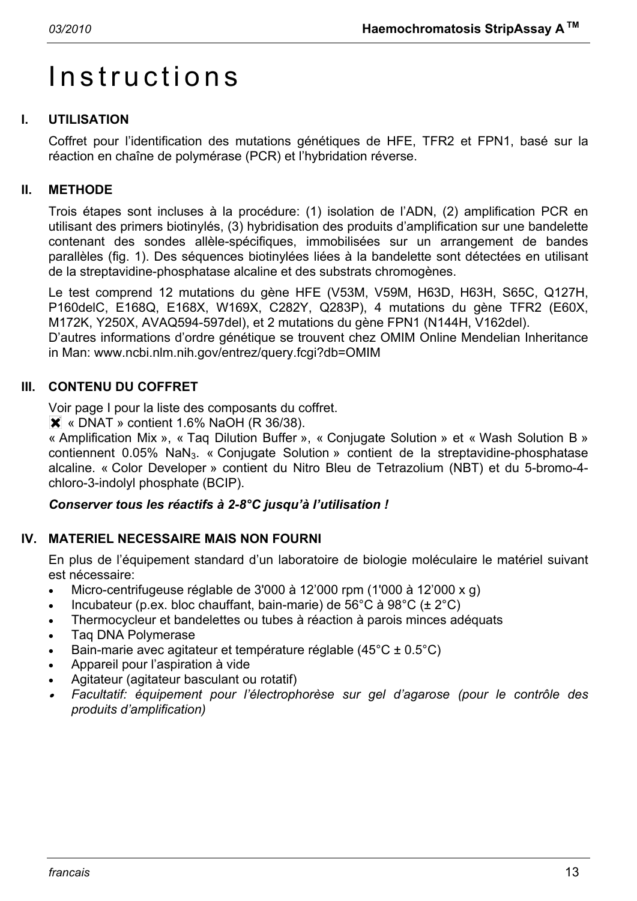# Instructions

## I. UTILISATION

Coffret pour l'identification des mutations génétiques de HFE, TFR2 et FPN1, basé sur la réaction en chaîne de polymérase (PCR) et l'hybridation réverse.

## II. METHODE

Trois étapes sont incluses à la procédure: (1) isolation de l'ADN, (2) amplification PCR en utilisant des primers biotinylés, (3) hybridisation des produits d'amplification sur une bandelette contenant des sondes allèle-spécifiques, immobilisées sur un arrangement de bandes parallèles (fig. 1). Des séquences biotinylées liées à la bandelette sont détectées en utilisant de la streptavidine-phosphatase alcaline et des substrats chromogènes.

Le test comprend 12 mutations du gène HFE (V53M, V59M, H63D, H63H, S65C, Q127H, P160delC, E168Q, E168X, W169X, C282Y, Q283P), 4 mutations du gène TFR2 (E60X, M172K, Y250X, AVAQ594-597del), et 2 mutations du gène FPN1 (N144H, V162del).
D'autres informations d'ordre génétique se trouvent chez OMIM Online Mendelian Inheritance in Man: www.ncbi.nlm.nih.gov/entrez/query.fcgi?db=OMIM

## III. CONTENU DU COFFRET

Voir page I pour la liste des composants du coffret.
✖ « DNAT » contient 1.6% NaOH (R 36/38).
« Amplification Mix », « Taq Dilution Buffer », « Conjugate Solution » et « Wash Solution B » contiennent 0.05% $NaN_3$. « Conjugate Solution » contient de la streptavidine-phosphatase alcaline. « Color Developer » contient du Nitro Bleu de Tetrazolium (NBT) et du 5-bromo-4-chloro-3-indolyl phosphate (BCIP).

***Conserver tous les réactifs à 2-8°C jusqu'à l'utilisation !***

## IV. MATERIEL NECESSAIRE MAIS NON FOURNI

En plus de l'équipement standard d'un laboratoire de biologie moléculaire le matériel suivant est nécessaire:

- Micro-centrifugeuse réglable de 3'000 à 12'000 rpm (1'000 à 12'000 x g)
- Incubateur (p.ex. bloc chauffant, bain-marie) de 56°C à 98°C (± 2°C)
- Thermocycleur et bandelettes ou tubes à réaction à parois minces adéquats
- Taq DNA Polymerase
- Bain-marie avec agitateur et température réglable (45°C ± 0.5°C)
- Appareil pour l'aspiration à vide
- Agitateur (agitateur basculant ou rotatif)
- *Facultatif: équipement pour l'électrophorèse sur gel d'agarose (pour le contrôle des produits d'amplification)*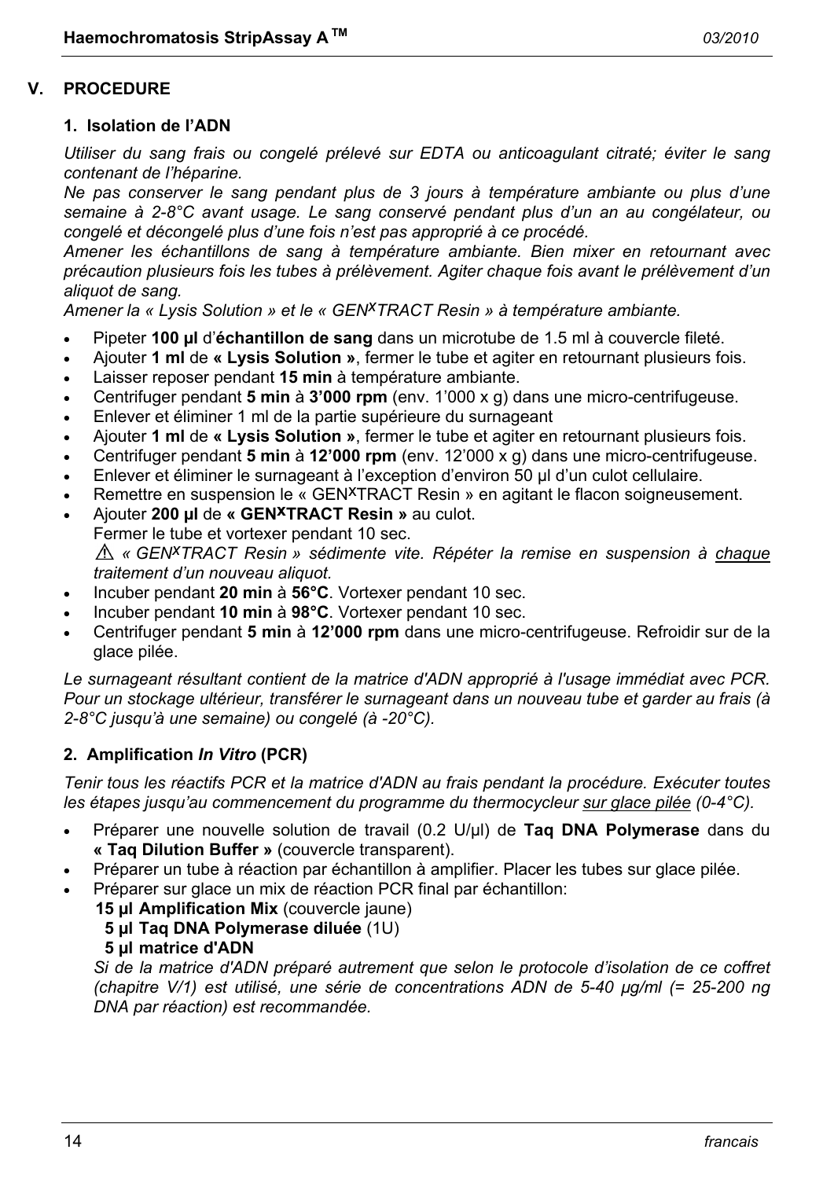## V. PROCEDURE

### 1. Isolation de l'ADN

*Utiliser du sang frais ou congelé prélevé sur EDTA ou anticoagulant citraté; éviter le sang contenant de l'héparine.*

*Ne pas conserver le sang pendant plus de 3 jours à température ambiante ou plus d'une semaine à 2-8°C avant usage. Le sang conservé pendant plus d'un an au congélateur, ou congelé et décongelé plus d'une fois n'est pas approprié à ce procédé.*

*Amener les échantillons de sang à température ambiante. Bien mixer en retournant avec précaution plusieurs fois les tubes à prélèvement. Agiter chaque fois avant le prélèvement d'un aliquot de sang.*

*Amener la « Lysis Solution » et le « GEN$^X$TRACT Resin » à température ambiante.*

- Pipeter **100 µl** d'**échantillon de sang** dans un microtube de 1.5 ml à couvercle fileté.
- Ajouter **1 ml** de **« Lysis Solution »**, fermer le tube et agiter en retournant plusieurs fois.
- Laisser reposer pendant **15 min** à température ambiante.
- Centrifuger pendant **5 min** à **3'000 rpm** (env. 1'000 x g) dans une micro-centrifugeuse.
- Enlever et éliminer 1 ml de la partie supérieure du surnageant
- Ajouter **1 ml** de **« Lysis Solution »**, fermer le tube et agiter en retournant plusieurs fois.
- Centrifuger pendant **5 min** à **12'000 rpm** (env. 12'000 x g) dans une micro-centrifugeuse.
- Enlever et éliminer le surnageant à l'exception d'environ 50 µl d'un culot cellulaire.
- Remettre en suspension le « GEN$^X$TRACT Resin » en agitant le flacon soigneusement.
- Ajouter **200 µl** de **« GEN$^X$TRACT Resin »** au culot.
  Fermer le tube et vortexer pendant 10 sec.
  ⚠ *« GEN$^X$TRACT Resin » sédimente vite. Répéter la remise en suspension à chaque traitement d'un nouveau aliquot.*
- Incuber pendant **20 min** à **56°C**. Vortexer pendant 10 sec.
- Incuber pendant **10 min** à **98°C**. Vortexer pendant 10 sec.
- Centrifuger pendant **5 min** à **12'000 rpm** dans une micro-centrifugeuse. Refroidir sur de la glace pilée.

*Le surnageant résultant contient de la matrice d'ADN approprié à l'usage immédiat avec PCR. Pour un stockage ultérieur, transférer le surnageant dans un nouveau tube et garder au frais (à 2-8°C jusqu'à une semaine) ou congelé (à -20°C).*

### 2. Amplification *In Vitro* (PCR)

*Tenir tous les réactifs PCR et la matrice d'ADN au frais pendant la procédure. Exécuter toutes les étapes jusqu'au commencement du programme du thermocycleur sur glace pilée (0-4°C).*

- Préparer une nouvelle solution de travail (0.2 U/µl) de **Taq DNA Polymerase** dans du **« Taq Dilution Buffer »** (couvercle transparent).
- Préparer un tube à réaction par échantillon à amplifier. Placer les tubes sur glace pilée.
- Préparer sur glace un mix de réaction PCR final par échantillon:
  **15 µl Amplification Mix** (couvercle jaune)
  **5 µl Taq DNA Polymerase diluée** (1U)
  **5 µl matrice d'ADN**

  *Si de la matrice d'ADN préparé autrement que selon le protocole d'isolation de ce coffret (chapitre V/1) est utilisé, une série de concentrations ADN de 5-40 µg/ml (= 25-200 ng DNA par réaction) est recommandée.*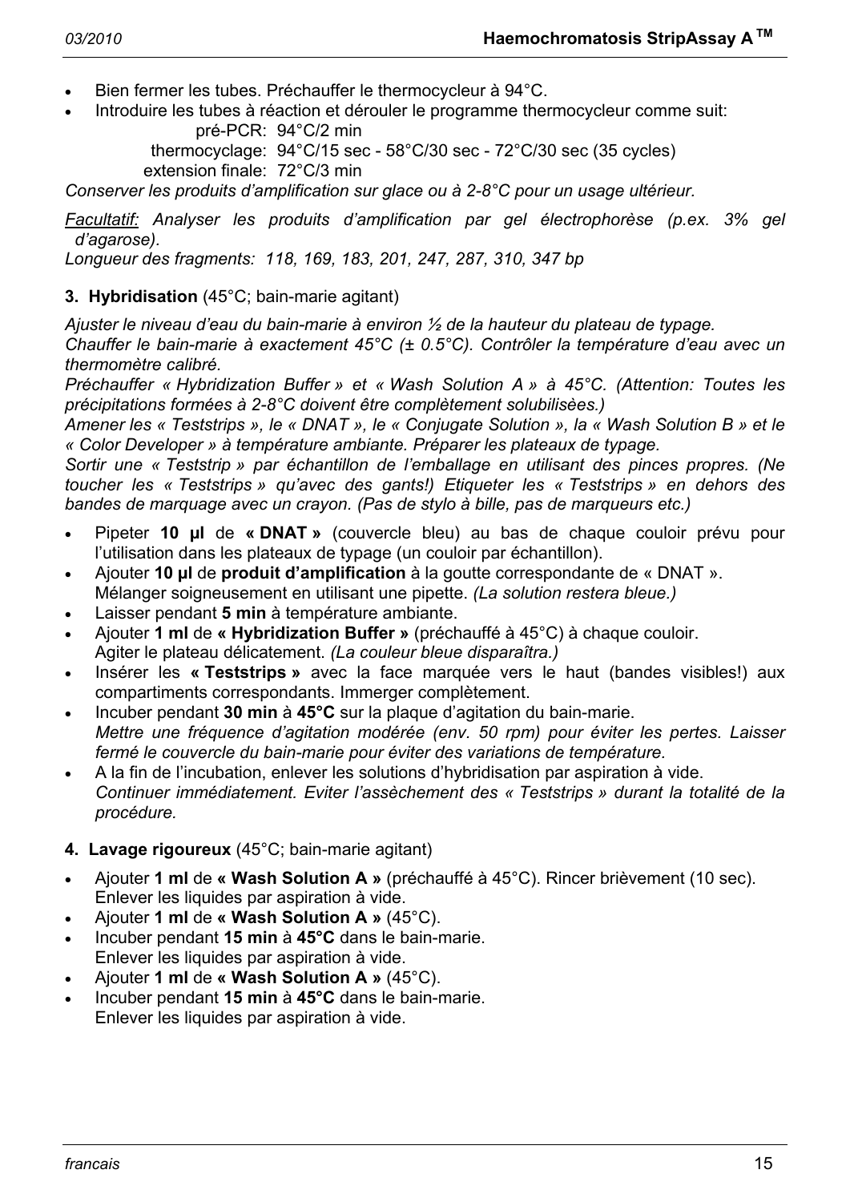- Bien fermer les tubes. Préchauffer le thermocycleur à 94°C.
- Introduire les tubes à réaction et dérouler le programme thermocycleur comme suit:

  pré-PCR: 94°C/2 min
  thermocyclage: 94°C/15 sec - 58°C/30 sec - 72°C/30 sec (35 cycles)
  extension finale: 72°C/3 min

*Conserver les produits d'amplification sur glace ou à 2-8°C pour un usage ultérieur.*

*<u>Facultatif:</u> Analyser les produits d'amplification par gel électrophorèse (p.ex. 3% gel d'agarose).*

*Longueur des fragments: 118, 169, 183, 201, 247, 287, 310, 347 bp*

**3. Hybridisation** (45°C; bain-marie agitant)

*Ajuster le niveau d'eau du bain-marie à environ ½ de la hauteur du plateau de typage.*

*Chauffer le bain-marie à exactement 45°C (± 0.5°C). Contrôler la température d'eau avec un thermomètre calibré.*

*Préchauffer « Hybridization Buffer » et « Wash Solution A » à 45°C. (Attention: Toutes les précipitations formées à 2-8°C doivent être complètement solubilisèes.)*

*Amener les « Teststrips », le « DNAT », le « Conjugate Solution », la « Wash Solution B » et le « Color Developer » à température ambiante. Préparer les plateaux de typage.*

*Sortir une « Teststrip » par échantillon de l'emballage en utilisant des pinces propres. (Ne toucher les « Teststrips » qu'avec des gants!) Etiqueter les « Teststrips » en dehors des bandes de marquage avec un crayon. (Pas de stylo à bille, pas de marqueurs etc.)*

- Pipeter **10 µl** de **« DNAT »** (couvercle bleu) au bas de chaque couloir prévu pour l'utilisation dans les plateaux de typage (un couloir par échantillon).
- Ajouter **10 µl** de **produit d'amplification** à la goutte correspondante de « DNAT ». Mélanger soigneusement en utilisant une pipette. *(La solution restera bleue.)*
- Laisser pendant **5 min** à température ambiante.
- Ajouter **1 ml** de **« Hybridization Buffer »** (préchauffé à 45°C) à chaque couloir. Agiter le plateau délicatement. *(La couleur bleue disparaîtra.)*
- Insérer les **« Teststrips »** avec la face marquée vers le haut (bandes visibles!) aux compartiments correspondants. Immerger complètement.
- Incuber pendant **30 min** à **45°C** sur la plaque d'agitation du bain-marie. *Mettre une fréquence d'agitation modérée (env. 50 rpm) pour éviter les pertes. Laisser fermé le couvercle du bain-marie pour éviter des variations de température.*
- A la fin de l'incubation, enlever les solutions d'hybridisation par aspiration à vide. *Continuer immédiatement. Eviter l'assèchement des « Teststrips » durant la totalité de la procédure.*

**4. Lavage rigoureux** (45°C; bain-marie agitant)

- Ajouter **1 ml** de **« Wash Solution A »** (préchauffé à 45°C). Rincer brièvement (10 sec). Enlever les liquides par aspiration à vide.
- Ajouter **1 ml** de **« Wash Solution A »** (45°C).
- Incuber pendant **15 min** à **45°C** dans le bain-marie. Enlever les liquides par aspiration à vide.
- Ajouter **1 ml** de **« Wash Solution A »** (45°C).
- Incuber pendant **15 min** à **45°C** dans le bain-marie. Enlever les liquides par aspiration à vide.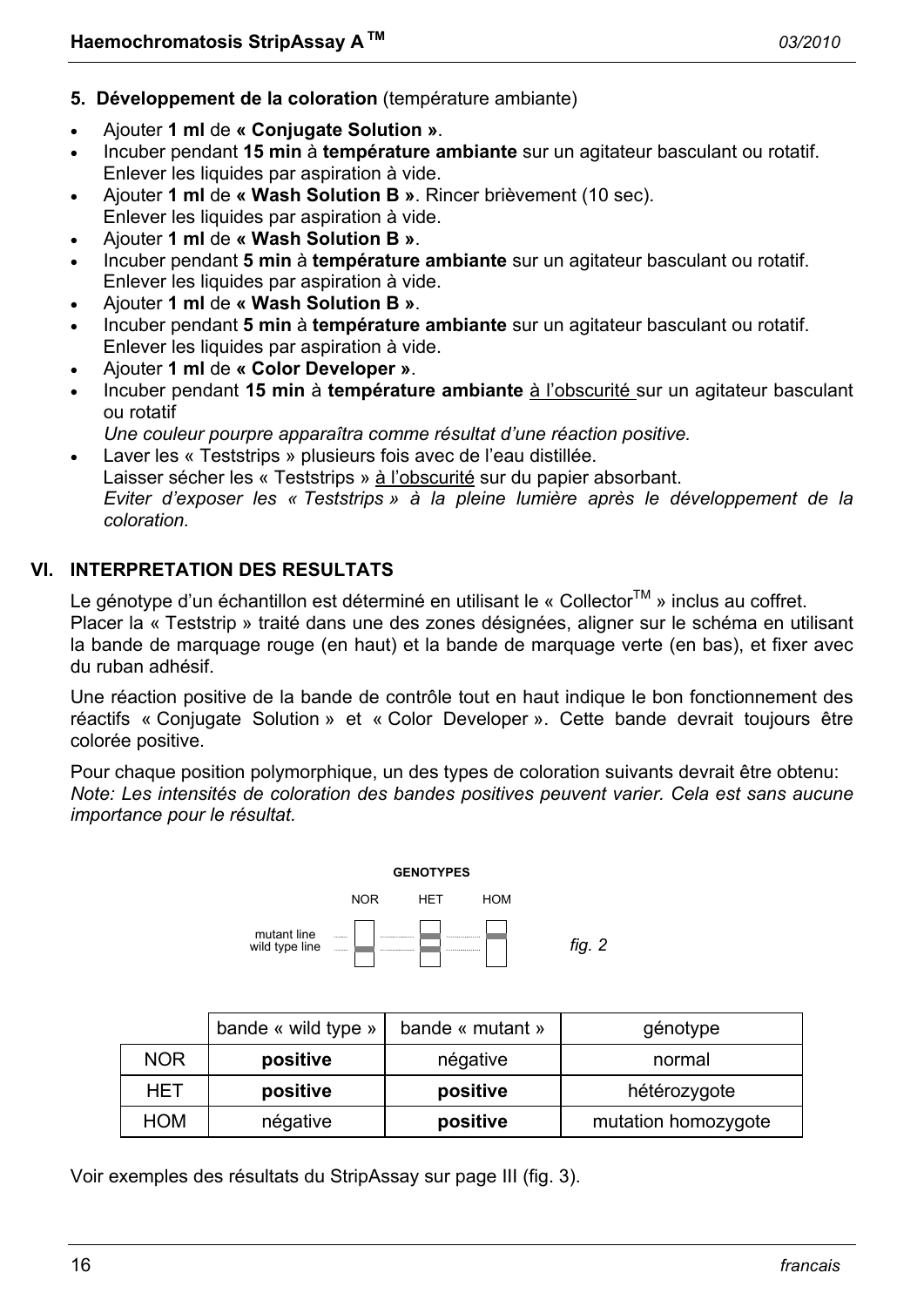**5. Développement de la coloration** (température ambiante)

- Ajouter **1 ml** de **« Conjugate Solution »**.
- Incuber pendant **15 min** à **température ambiante** sur un agitateur basculant ou rotatif. Enlever les liquides par aspiration à vide.
- Ajouter **1 ml** de **« Wash Solution B »**. Rincer brièvement (10 sec). Enlever les liquides par aspiration à vide.
- Ajouter **1 ml** de **« Wash Solution B »**.
- Incuber pendant **5 min** à **température ambiante** sur un agitateur basculant ou rotatif. Enlever les liquides par aspiration à vide.
- Ajouter **1 ml** de **« Wash Solution B »**.
- Incuber pendant **5 min** à **température ambiante** sur un agitateur basculant ou rotatif. Enlever les liquides par aspiration à vide.
- Ajouter **1 ml** de **« Color Developer »**.
- Incuber pendant **15 min** à **température ambiante** à l'obscurité sur un agitateur basculant ou rotatif
  *Une couleur pourpre apparaîtra comme résultat d'une réaction positive.*
- Laver les « Teststrips » plusieurs fois avec de l'eau distillée.
  Laisser sécher les « Teststrips » à l'obscurité sur du papier absorbant.
  *Eviter d'exposer les « Teststrips » à la pleine lumière après le développement de la coloration.*

## VI. INTERPRETATION DES RESULTATS

Le génotype d'un échantillon est déterminé en utilisant le « Collector™ » inclus au coffret. Placer la « Teststrip » traité dans une des zones désignées, aligner sur le schéma en utilisant la bande de marquage rouge (en haut) et la bande de marquage verte (en bas), et fixer avec du ruban adhésif.

Une réaction positive de la bande de contrôle tout en haut indique le bon fonctionnement des réactifs « Conjugate Solution » et « Color Developer ». Cette bande devrait toujours être colorée positive.

Pour chaque position polymorphique, un des types de coloration suivants devrait être obtenu:
*Note: Les intensités de coloration des bandes positives peuvent varier. Cela est sans aucune importance pour le résultat.*

GENOTYPES

NOR HET HOM

mutant line
wild type line

fig. 2

| | bande « wild type » | bande « mutant » | génotype |
|---|---|---|---|
| NOR | **positive** | négative | normal |
| HET | **positive** | **positive** | hétérozygote |
| HOM | négative | **positive** | mutation homozygote |

Voir exemples des résultats du StripAssay sur page III (fig. 3).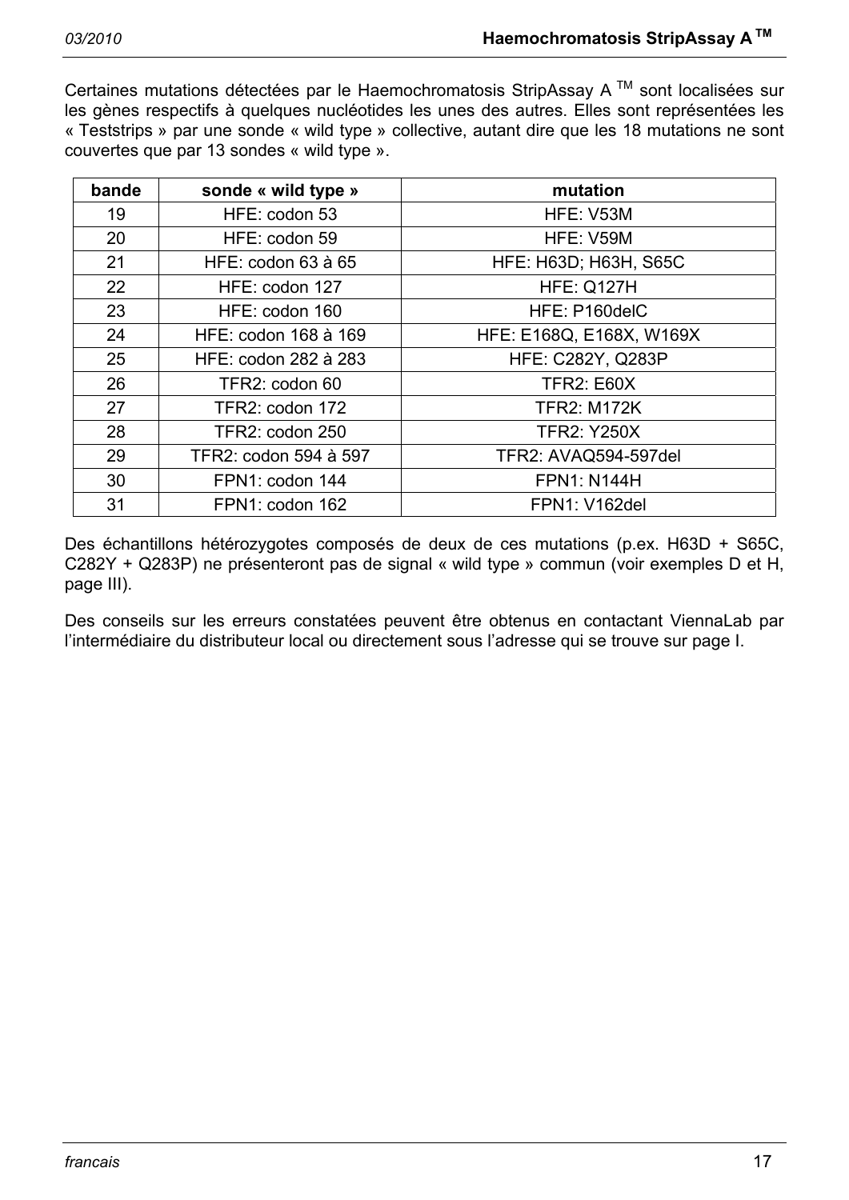Certaines mutations détectées par le Haemochromatosis StripAssay A ™ sont localisées sur les gènes respectifs à quelques nucléotides les unes des autres. Elles sont représentées les « Teststrips » par une sonde « wild type » collective, autant dire que les 18 mutations ne sont couvertes que par 13 sondes « wild type ».

| bande | sonde « wild type » | mutation |
|---|---|---|
| 19 | HFE: codon 53 | HFE: V53M |
| 20 | HFE: codon 59 | HFE: V59M |
| 21 | HFE: codon 63 à 65 | HFE: H63D; H63H, S65C |
| 22 | HFE: codon 127 | HFE: Q127H |
| 23 | HFE: codon 160 | HFE: P160delC |
| 24 | HFE: codon 168 à 169 | HFE: E168Q, E168X, W169X |
| 25 | HFE: codon 282 à 283 | HFE: C282Y, Q283P |
| 26 | TFR2: codon 60 | TFR2: E60X |
| 27 | TFR2: codon 172 | TFR2: M172K |
| 28 | TFR2: codon 250 | TFR2: Y250X |
| 29 | TFR2: codon 594 à 597 | TFR2: AVAQ594-597del |
| 30 | FPN1: codon 144 | FPN1: N144H |
| 31 | FPN1: codon 162 | FPN1: V162del |

Des échantillons hétérozygotes composés de deux de ces mutations (p.ex. H63D + S65C, C282Y + Q283P) ne présenteront pas de signal « wild type » commun (voir exemples D et H, page III).

Des conseils sur les erreurs constatées peuvent être obtenus en contactant ViennaLab par l'intermédiaire du distributeur local ou directement sous l'adresse qui se trouve sur page I.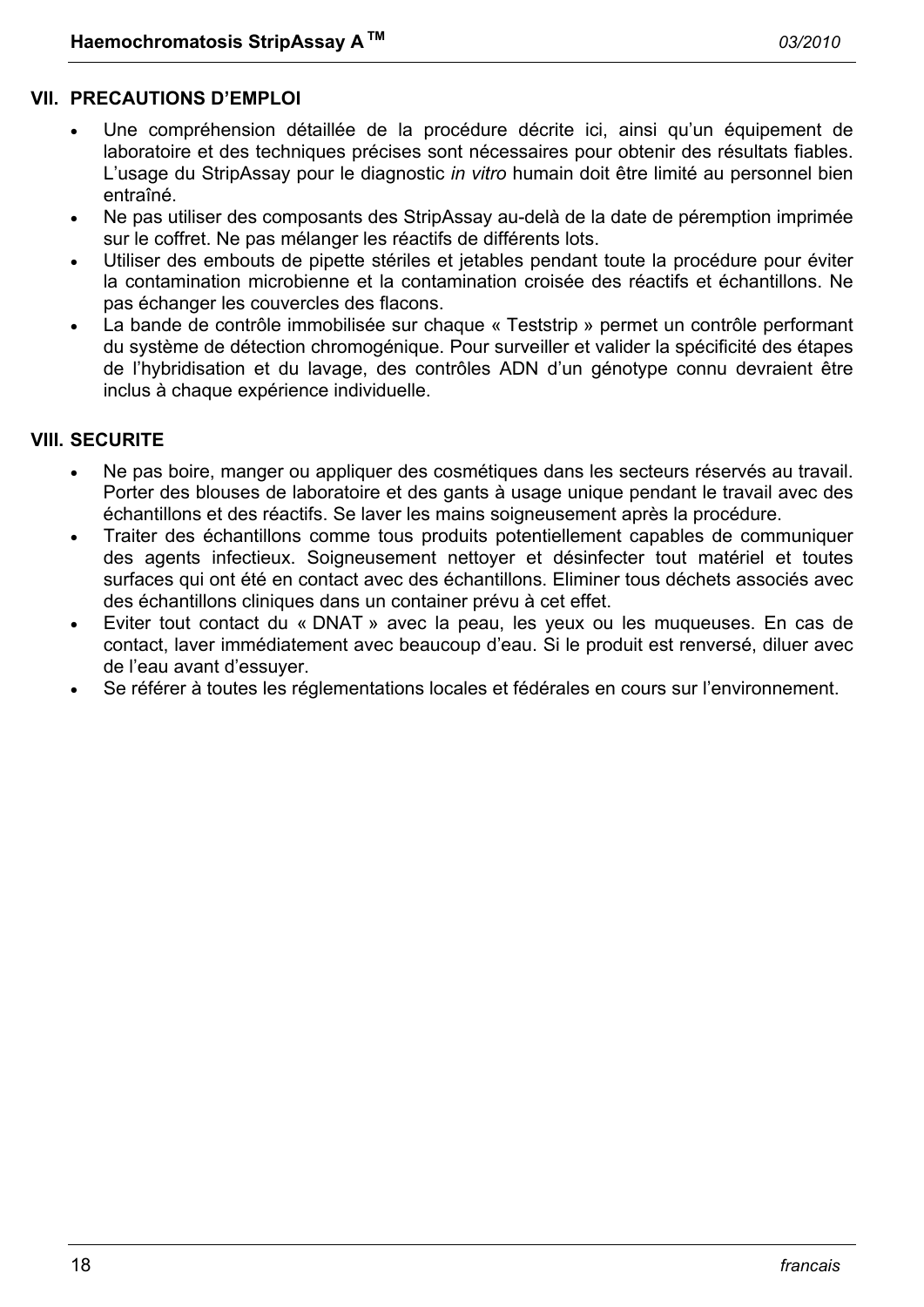## VII. PRECAUTIONS D'EMPLOI

- Une compréhension détaillée de la procédure décrite ici, ainsi qu'un équipement de laboratoire et des techniques précises sont nécessaires pour obtenir des résultats fiables. L'usage du StripAssay pour le diagnostic *in vitro* humain doit être limité au personnel bien entraîné.
- Ne pas utiliser des composants des StripAssay au-delà de la date de péremption imprimée sur le coffret. Ne pas mélanger les réactifs de différents lots.
- Utiliser des embouts de pipette stériles et jetables pendant toute la procédure pour éviter la contamination microbienne et la contamination croisée des réactifs et échantillons. Ne pas échanger les couvercles des flacons.
- La bande de contrôle immobilisée sur chaque « Teststrip » permet un contrôle performant du système de détection chromogénique. Pour surveiller et valider la spécificité des étapes de l'hybridisation et du lavage, des contrôles ADN d'un génotype connu devraient être inclus à chaque expérience individuelle.

## VIII. SECURITE

- Ne pas boire, manger ou appliquer des cosmétiques dans les secteurs réservés au travail. Porter des blouses de laboratoire et des gants à usage unique pendant le travail avec des échantillons et des réactifs. Se laver les mains soigneusement après la procédure.
- Traiter des échantillons comme tous produits potentiellement capables de communiquer des agents infectieux. Soigneusement nettoyer et désinfecter tout matériel et toutes surfaces qui ont été en contact avec des échantillons. Eliminer tous déchets associés avec des échantillons cliniques dans un container prévu à cet effet.
- Eviter tout contact du « DNAT » avec la peau, les yeux ou les muqueuses. En cas de contact, laver immédiatement avec beaucoup d'eau. Si le produit est renversé, diluer avec de l'eau avant d'essuyer.
- Se référer à toutes les réglementations locales et fédérales en cours sur l'environnement.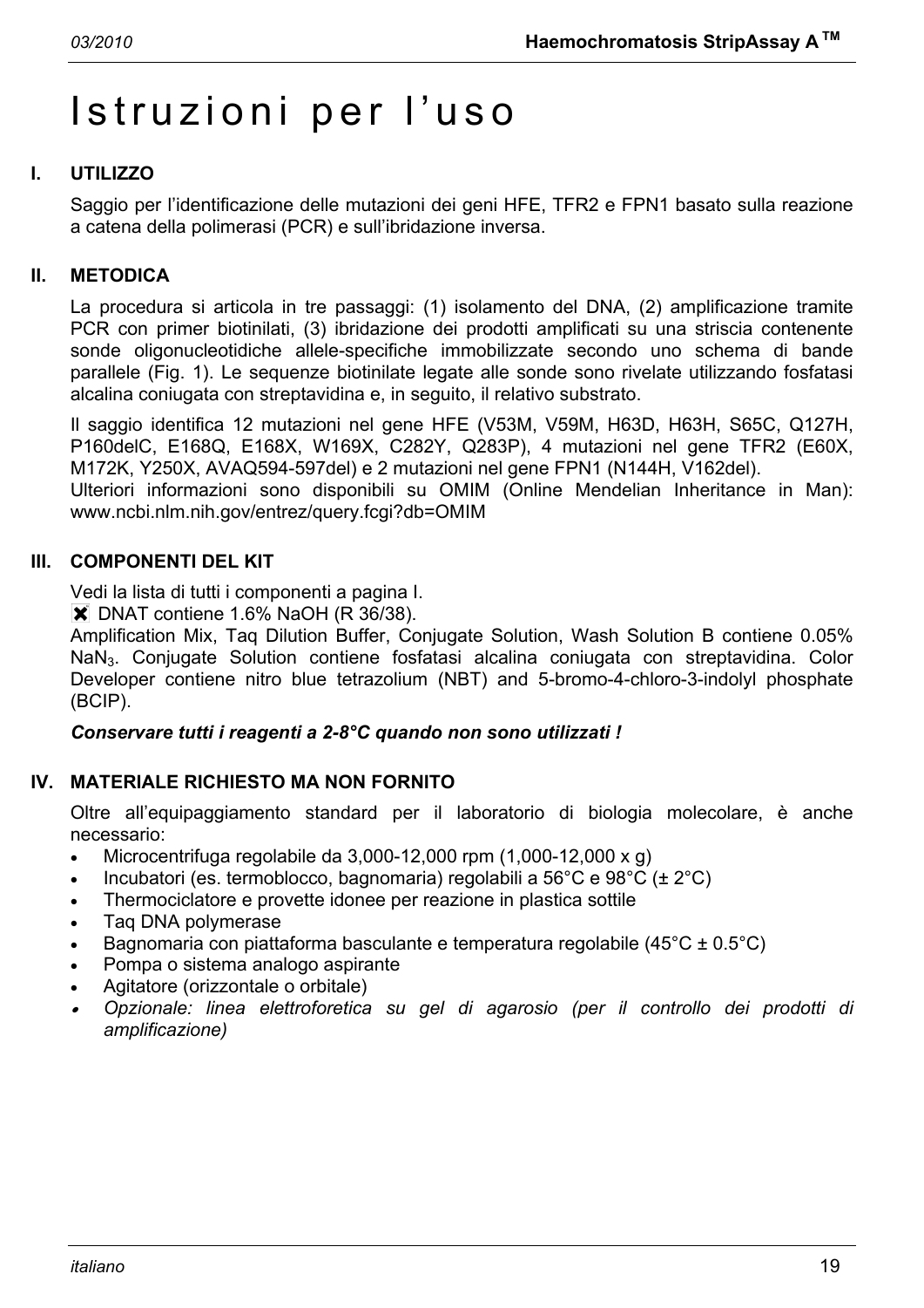# Istruzioni per l'uso

## I. UTILIZZO

Saggio per l'identificazione delle mutazioni dei geni HFE, TFR2 e FPN1 basato sulla reazione a catena della polimerasi (PCR) e sull'ibridazione inversa.

## II. METODICA

La procedura si articola in tre passaggi: (1) isolamento del DNA, (2) amplificazione tramite PCR con primer biotinilati, (3) ibridazione dei prodotti amplificati su una striscia contenente sonde oligonucleotidiche allele-specifiche immobilizzate secondo uno schema di bande parallele (Fig. 1). Le sequenze biotinilate legate alle sonde sono rivelate utilizzando fosfatasi alcalina coniugata con streptavidina e, in seguito, il relativo substrato.

Il saggio identifica 12 mutazioni nel gene HFE (V53M, V59M, H63D, H63H, S65C, Q127H, P160delC, E168Q, E168X, W169X, C282Y, Q283P), 4 mutazioni nel gene TFR2 (E60X, M172K, Y250X, AVAQ594-597del) e 2 mutazioni nel gene FPN1 (N144H, V162del).
Ulteriori informazioni sono disponibili su OMIM (Online Mendelian Inheritance in Man): www.ncbi.nlm.nih.gov/entrez/query.fcgi?db=OMIM

## III. COMPONENTI DEL KIT

Vedi la lista di tutti i componenti a pagina I.
✖ DNAT contiene 1.6% NaOH (R 36/38).
Amplification Mix, Taq Dilution Buffer, Conjugate Solution, Wash Solution B contiene 0.05% $NaN_3$. Conjugate Solution contiene fosfatasi alcalina coniugata con streptavidina. Color Developer contiene nitro blue tetrazolium (NBT) and 5-bromo-4-chloro-3-indolyl phosphate (BCIP).

***Conservare tutti i reagenti a 2-8°C quando non sono utilizzati !***

## IV. MATERIALE RICHIESTO MA NON FORNITO

Oltre all'equipaggiamento standard per il laboratorio di biologia molecolare, è anche necessario:

- Microcentrifuga regolabile da 3,000-12,000 rpm (1,000-12,000 x g)
- Incubatori (es. termoblocco, bagnomaria) regolabili a 56°C e 98°C (± 2°C)
- Thermociclatore e provette idonee per reazione in plastica sottile
- Taq DNA polymerase
- Bagnomaria con piattaforma basculante e temperatura regolabile (45°C ± 0.5°C)
- Pompa o sistema analogo aspirante
- Agitatore (orizzontale o orbitale)
- *Opzionale: linea elettroforetica su gel di agarosio (per il controllo dei prodotti di amplificazione)*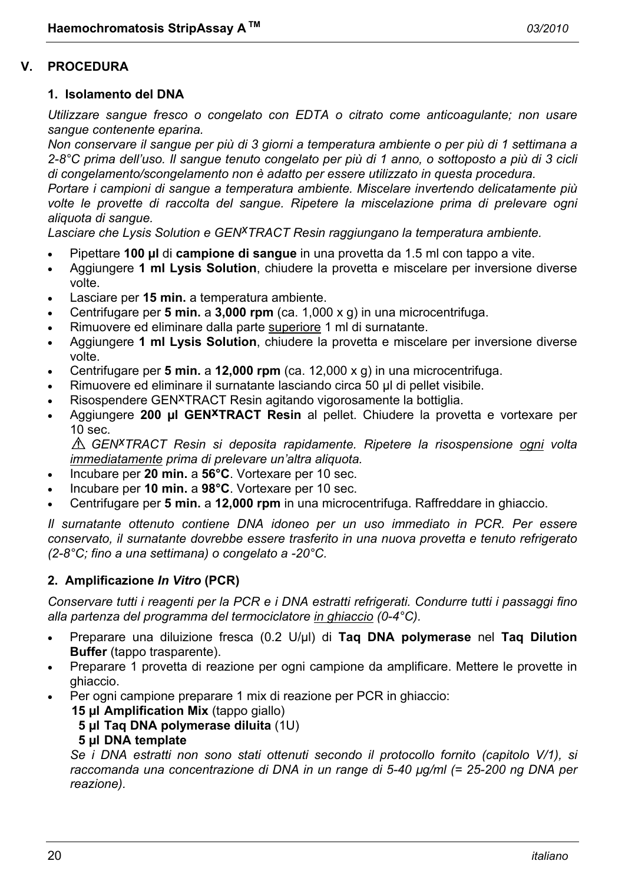## V. PROCEDURA

### 1. Isolamento del DNA

*Utilizzare sangue fresco o congelato con EDTA o citrato come anticoagulante; non usare sangue contenente eparina.*
*Non conservare il sangue per più di 3 giorni a temperatura ambiente o per più di 1 settimana a 2-8°C prima dell'uso. Il sangue tenuto congelato per più di 1 anno, o sottoposto a più di 3 cicli di congelamento/scongelamento non è adatto per essere utilizzato in questa procedura.*
*Portare i campioni di sangue a temperatura ambiente. Miscelare invertendo delicatamente più volte le provette di raccolta del sangue. Ripetere la miscelazione prima di prelevare ogni aliquota di sangue.*
*Lasciare che Lysis Solution e GEN$^{X}$TRACT Resin raggiungano la temperatura ambiente.*

- Pipettare **100 µl** di **campione di sangue** in una provetta da 1.5 ml con tappo a vite.
- Aggiungere **1 ml Lysis Solution**, chiudere la provetta e miscelare per inversione diverse volte.
- Lasciare per **15 min.** a temperatura ambiente.
- Centrifugare per **5 min.** a **3,000 rpm** (ca. 1,000 x g) in una microcentrifuga.
- Rimuovere ed eliminare dalla parte superiore 1 ml di surnatante.
- Aggiungere **1 ml Lysis Solution**, chiudere la provetta e miscelare per inversione diverse volte.
- Centrifugare per **5 min.** a **12,000 rpm** (ca. 12,000 x g) in una microcentrifuga.
- Rimuovere ed eliminare il surnatante lasciando circa 50 µl di pellet visibile.
- Risospendere GEN$^{X}$TRACT Resin agitando vigorosamente la bottiglia.
- Aggiungere **200 µl GEN$^{X}$TRACT Resin** al pellet. Chiudere la provetta e vortexare per 10 sec.
  ⚠ *GEN$^{X}$TRACT Resin si deposita rapidamente. Ripetere la risospensione ogni volta immediatamente prima di prelevare un'altra aliquota.*
- Incubare per **20 min.** a **56°C**. Vortexare per 10 sec.
- Incubare per **10 min.** a **98°C**. Vortexare per 10 sec.
- Centrifugare per **5 min.** a **12,000 rpm** in una microcentrifuga. Raffreddare in ghiaccio.

*Il surnatante ottenuto contiene DNA idoneo per un uso immediato in PCR. Per essere conservato, il surnatante dovrebbe essere trasferito in una nuova provetta e tenuto refrigerato (2-8°C; fino a una settimana) o congelato a -20°C.*

### 2. Amplificazione *In Vitro* (PCR)

*Conservare tutti i reagenti per la PCR e i DNA estratti refrigerati. Condurre tutti i passaggi fino alla partenza del programma del termociclatore in ghiaccio (0-4°C).*

- Preparare una diluizione fresca (0.2 U/µl) di **Taq DNA polymerase** nel **Taq Dilution Buffer** (tappo trasparente).
- Preparare 1 provetta di reazione per ogni campione da amplificare. Mettere le provette in ghiaccio.
- Per ogni campione preparare 1 mix di reazione per PCR in ghiaccio:
  **15 µl Amplification Mix** (tappo giallo)
  **5 µl Taq DNA polymerase diluita** (1U)
  **5 µl DNA template**
  *Se i DNA estratti non sono stati ottenuti secondo il protocollo fornito (capitolo V/1), si raccomanda una concentrazione di DNA in un range di 5-40 µg/ml (= 25-200 ng DNA per reazione).*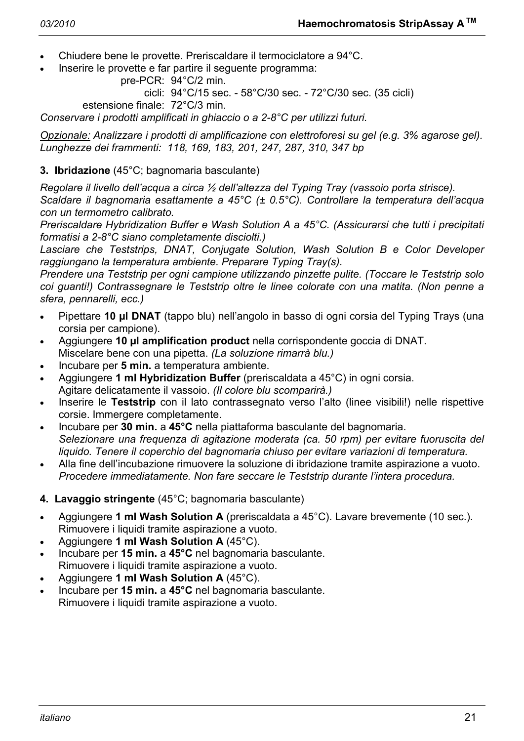- Chiudere bene le provette. Preriscaldare il termociclatore a 94°C.
- Inserire le provette e far partire il seguente programma:

  pre-PCR: 94°C/2 min.
  cicli: 94°C/15 sec. - 58°C/30 sec. - 72°C/30 sec. (35 cicli)
  estensione finale: 72°C/3 min.

*Conservare i prodotti amplificati in ghiaccio o a 2-8°C per utilizzi futuri.*

*Opzionale: Analizzare i prodotti di amplificazione con elettroforesi su gel (e.g. 3% agarose gel). Lunghezze dei frammenti: 118, 169, 183, 201, 247, 287, 310, 347 bp*

**3. Ibridazione** (45°C; bagnomaria basculante)

*Regolare il livello dell'acqua a circa ½ dell'altezza del Typing Tray (vassoio porta strisce). Scaldare il bagnomaria esattamente a 45°C (± 0.5°C). Controllare la temperatura dell'acqua con un termometro calibrato.*
*Preriscaldare Hybridization Buffer e Wash Solution A a 45°C. (Assicurarsi che tutti i precipitati formatisi a 2-8°C siano completamente disciolti.)*
*Lasciare che Teststrips, DNAT, Conjugate Solution, Wash Solution B e Color Developer raggiungano la temperatura ambiente. Preparare Typing Tray(s).*
*Prendere una Teststrip per ogni campione utilizzando pinzette pulite. (Toccare le Teststrip solo coi guanti!) Contrassegnare le Teststrip oltre le linee colorate con una matita. (Non penne a sfera, pennarelli, ecc.)*

- Pipettare **10 µl DNAT** (tappo blu) nell'angolo in basso di ogni corsia del Typing Trays (una corsia per campione).
- Aggiungere **10 µl amplification product** nella corrispondente goccia di DNAT. Miscelare bene con una pipetta. *(La soluzione rimarrà blu.)*
- Incubare per **5 min.** a temperatura ambiente.
- Aggiungere **1 ml Hybridization Buffer** (preriscaldata a 45°C) in ogni corsia. Agitare delicatamente il vassoio. *(Il colore blu scomparirà.)*
- Inserire le **Teststrip** con il lato contrassegnato verso l'alto (linee visibili!) nelle rispettive corsie. Immergere completamente.
- Incubare per **30 min.** a **45°C** nella piattaforma basculante del bagnomaria. *Selezionare una frequenza di agitazione moderata (ca. 50 rpm) per evitare fuoruscita del liquido. Tenere il coperchio del bagnomaria chiuso per evitare variazioni di temperatura.*
- Alla fine dell'incubazione rimuovere la soluzione di ibridazione tramite aspirazione a vuoto. *Procedere immediatamente. Non fare seccare le Teststrip durante l'intera procedura.*

**4. Lavaggio stringente** (45°C; bagnomaria basculante)

- Aggiungere **1 ml Wash Solution A** (preriscaldata a 45°C). Lavare brevemente (10 sec.). Rimuovere i liquidi tramite aspirazione a vuoto.
- Aggiungere **1 ml Wash Solution A** (45°C).
- Incubare per **15 min.** a **45°C** nel bagnomaria basculante. Rimuovere i liquidi tramite aspirazione a vuoto.
- Aggiungere **1 ml Wash Solution A** (45°C).
- Incubare per **15 min.** a **45°C** nel bagnomaria basculante. Rimuovere i liquidi tramite aspirazione a vuoto.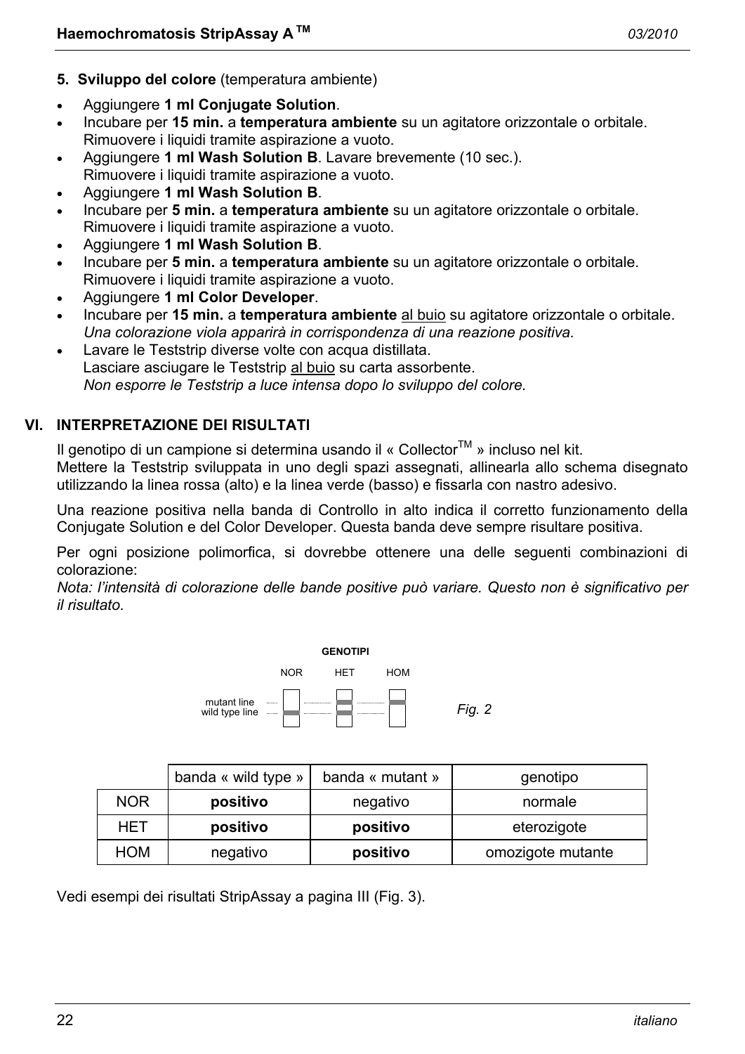**5. Sviluppo del colore** (temperatura ambiente)

- Aggiungere **1 ml Conjugate Solution**.
- Incubare per **15 min.** a **temperatura ambiente** su un agitatore orizzontale o orbitale. Rimuovere i liquidi tramite aspirazione a vuoto.
- Aggiungere **1 ml Wash Solution B**. Lavare brevemente (10 sec.). Rimuovere i liquidi tramite aspirazione a vuoto.
- Aggiungere **1 ml Wash Solution B**.
- Incubare per **5 min.** a **temperatura ambiente** su un agitatore orizzontale o orbitale. Rimuovere i liquidi tramite aspirazione a vuoto.
- Aggiungere **1 ml Wash Solution B**.
- Incubare per **5 min.** a **temperatura ambiente** su un agitatore orizzontale o orbitale. Rimuovere i liquidi tramite aspirazione a vuoto.
- Aggiungere **1 ml Color Developer**.
- Incubare per **15 min.** a **temperatura ambiente** al buio su agitatore orizzontale o orbitale. *Una colorazione viola apparirà in corrispondenza di una reazione positiva.*
- Lavare le Teststrip diverse volte con acqua distillata. Lasciare asciugare le Teststrip al buio su carta assorbente. *Non esporre le Teststrip a luce intensa dopo lo sviluppo del colore.*

## VI. INTERPRETAZIONE DEI RISULTATI

Il genotipo di un campione si determina usando il « Collector™ » incluso nel kit.
Mettere la Teststrip sviluppata in uno degli spazi assegnati, allinearla allo schema disegnato utilizzando la linea rossa (alto) e la linea verde (basso) e fissarla con nastro adesivo.

Una reazione positiva nella banda di Controllo in alto indica il corretto funzionamento della Conjugate Solution e del Color Developer. Questa banda deve sempre risultare positiva.

Per ogni posizione polimorfica, si dovrebbe ottenere una delle seguenti combinazioni di colorazione:
*Nota: l'intensità di colorazione delle bande positive può variare. Questo non è significativo per il risultato.*

GENOTIPI

NOR HET HOM

mutant line
wild type line

*Fig. 2*

| | banda « wild type » | banda « mutant » | genotipo |
|---|---|---|---|
| NOR | **positivo** | negativo | normale |
| HET | **positivo** | **positivo** | eterozigote |
| HOM | negativo | **positivo** | omozigote mutante |

Vedi esempi dei risultati StripAssay a pagina III (Fig. 3).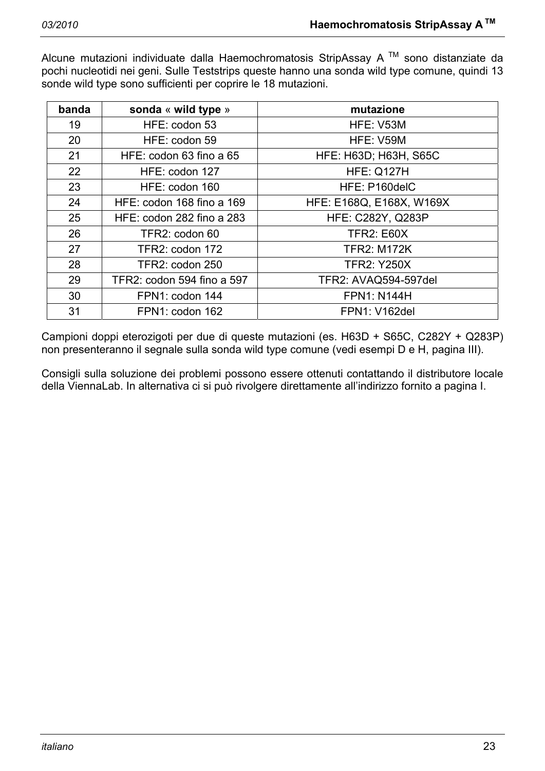Alcune mutazioni individuate dalla Haemochromatosis StripAssay A ™ sono distanziate da pochi nucleotidi nei geni. Sulle Teststrips queste hanno una sonda wild type comune, quindi 13 sonde wild type sono sufficienti per coprire le 18 mutazioni.

| banda | sonda « wild type » | mutazione |
|---|---|---|
| 19 | HFE: codon 53 | HFE: V53M |
| 20 | HFE: codon 59 | HFE: V59M |
| 21 | HFE: codon 63 fino a 65 | HFE: H63D; H63H, S65C |
| 22 | HFE: codon 127 | HFE: Q127H |
| 23 | HFE: codon 160 | HFE: P160delC |
| 24 | HFE: codon 168 fino a 169 | HFE: E168Q, E168X, W169X |
| 25 | HFE: codon 282 fino a 283 | HFE: C282Y, Q283P |
| 26 | TFR2: codon 60 | TFR2: E60X |
| 27 | TFR2: codon 172 | TFR2: M172K |
| 28 | TFR2: codon 250 | TFR2: Y250X |
| 29 | TFR2: codon 594 fino a 597 | TFR2: AVAQ594-597del |
| 30 | FPN1: codon 144 | FPN1: N144H |
| 31 | FPN1: codon 162 | FPN1: V162del |

Campioni doppi eterozigoti per due di queste mutazioni (es. H63D + S65C, C282Y + Q283P) non presenteranno il segnale sulla sonda wild type comune (vedi esempi D e H, pagina III).

Consigli sulla soluzione dei problemi possono essere ottenuti contattando il distributore locale della ViennaLab. In alternativa ci si può rivolgere direttamente all'indirizzo fornito a pagina I.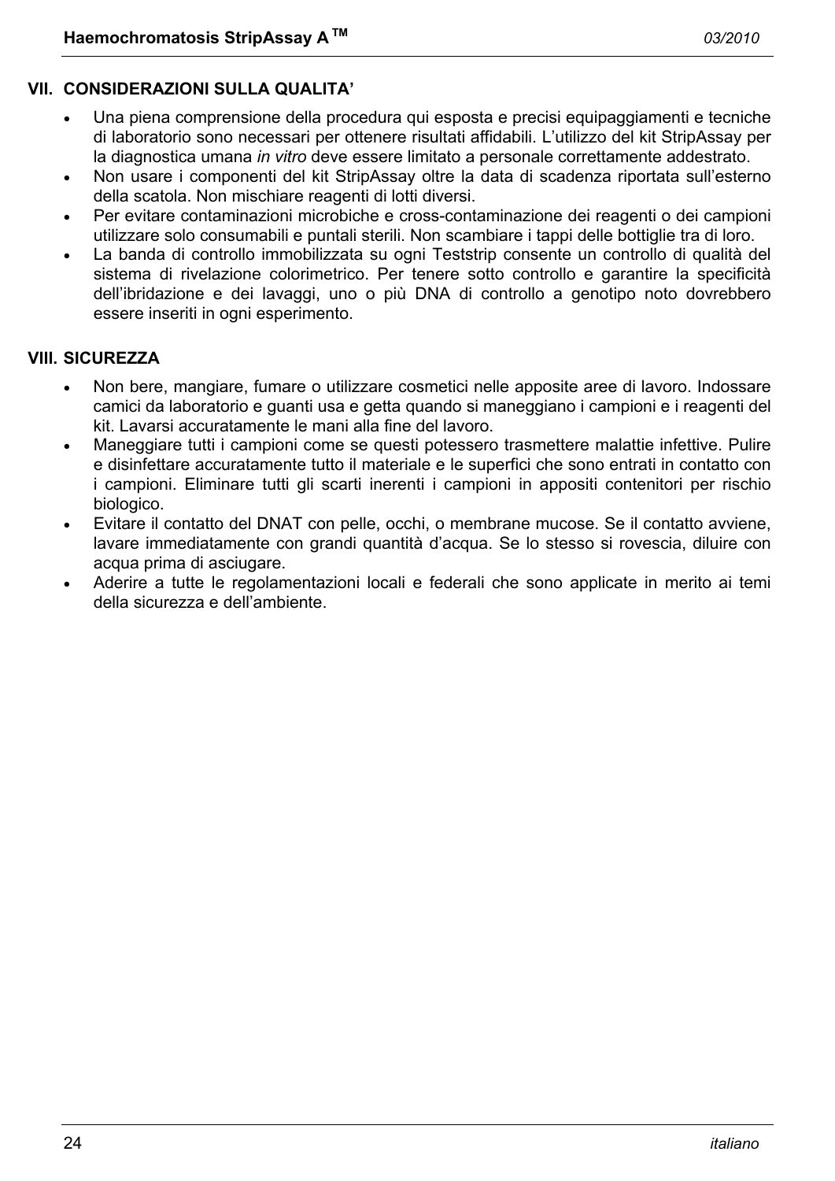## VII. CONSIDERAZIONI SULLA QUALITA’

- Una piena comprensione della procedura qui esposta e precisi equipaggiamenti e tecniche di laboratorio sono necessari per ottenere risultati affidabili. L’utilizzo del kit StripAssay per la diagnostica umana *in vitro* deve essere limitato a personale correttamente addestrato.
- Non usare i componenti del kit StripAssay oltre la data di scadenza riportata sull’esterno della scatola. Non mischiare reagenti di lotti diversi.
- Per evitare contaminazioni microbiche e cross-contaminazione dei reagenti o dei campioni utilizzare solo consumabili e puntali sterili. Non scambiare i tappi delle bottiglie tra di loro.
- La banda di controllo immobilizzata su ogni Teststrip consente un controllo di qualità del sistema di rivelazione colorimetrico. Per tenere sotto controllo e garantire la specificità dell’ibridazione e dei lavaggi, uno o più DNA di controllo a genotipo noto dovrebbero essere inseriti in ogni esperimento.

## VIII. SICUREZZA

- Non bere, mangiare, fumare o utilizzare cosmetici nelle apposite aree di lavoro. Indossare camici da laboratorio e guanti usa e getta quando si maneggiano i campioni e i reagenti del kit. Lavarsi accuratamente le mani alla fine del lavoro.
- Maneggiare tutti i campioni come se questi potessero trasmettere malattie infettive. Pulire e disinfettare accuratamente tutto il materiale e le superfici che sono entrati in contatto con i campioni. Eliminare tutti gli scarti inerenti i campioni in appositi contenitori per rischio biologico.
- Evitare il contatto del DNAT con pelle, occhi, o membrane mucose. Se il contatto avviene, lavare immediatamente con grandi quantità d’acqua. Se lo stesso si rovescia, diluire con acqua prima di asciugare.
- Aderire a tutte le regolamentazioni locali e federali che sono applicate in merito ai temi della sicurezza e dell’ambiente.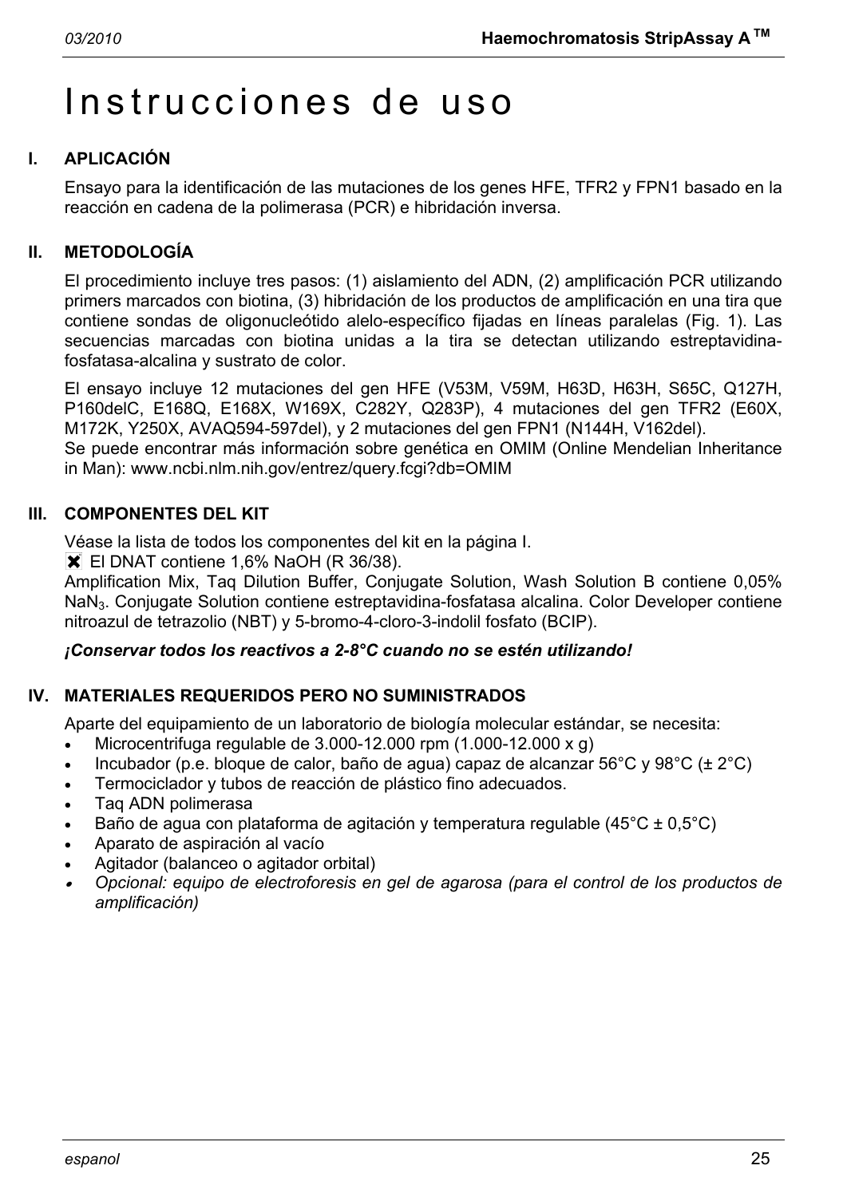# Instrucciones de uso

## I. APLICACIÓN

Ensayo para la identificación de las mutaciones de los genes HFE, TFR2 y FPN1 basado en la reacción en cadena de la polimerasa (PCR) e hibridación inversa.

## II. METODOLOGÍA

El procedimiento incluye tres pasos: (1) aislamiento del ADN, (2) amplificación PCR utilizando primers marcados con biotina, (3) hibridación de los productos de amplificación en una tira que contiene sondas de oligonucleótido alelo-específico fijadas en líneas paralelas (Fig. 1). Las secuencias marcadas con biotina unidas a la tira se detectan utilizando estreptavidina-fosfatasa-alcalina y sustrato de color.

El ensayo incluye 12 mutaciones del gen HFE (V53M, V59M, H63D, H63H, S65C, Q127H, P160delC, E168Q, E168X, W169X, C282Y, Q283P), 4 mutaciones del gen TFR2 (E60X, M172K, Y250X, AVAQ594-597del), y 2 mutaciones del gen FPN1 (N144H, V162del).
Se puede encontrar más información sobre genética en OMIM (Online Mendelian Inheritance in Man): www.ncbi.nlm.nih.gov/entrez/query.fcgi?db=OMIM

## III. COMPONENTES DEL KIT

Véase la lista de todos los componentes del kit en la página I.
✖ El DNAT contiene 1,6% NaOH (R 36/38).
Amplification Mix, Taq Dilution Buffer, Conjugate Solution, Wash Solution B contiene 0,05% $NaN_3$. Conjugate Solution contiene estreptavidina-fosfatasa alcalina. Color Developer contiene nitroazul de tetrazolio (NBT) y 5-bromo-4-cloro-3-indolil fosfato (BCIP).

***¡Conservar todos los reactivos a 2-8°C cuando no se estén utilizando!***

## IV. MATERIALES REQUERIDOS PERO NO SUMINISTRADOS

Aparte del equipamiento de un laboratorio de biología molecular estándar, se necesita:

- Microcentrifuga regulable de 3.000-12.000 rpm (1.000-12.000 x g)
- Incubador (p.e. bloque de calor, baño de agua) capaz de alcanzar 56°C y 98°C (± 2°C)
- Termociclador y tubos de reacción de plástico fino adecuados.
- Taq ADN polimerasa
- Baño de agua con plataforma de agitación y temperatura regulable (45°C ± 0,5°C)
- Aparato de aspiración al vacío
- Agitador (balanceo o agitador orbital)
- *Opcional: equipo de electroforesis en gel de agarosa (para el control de los productos de amplificación)*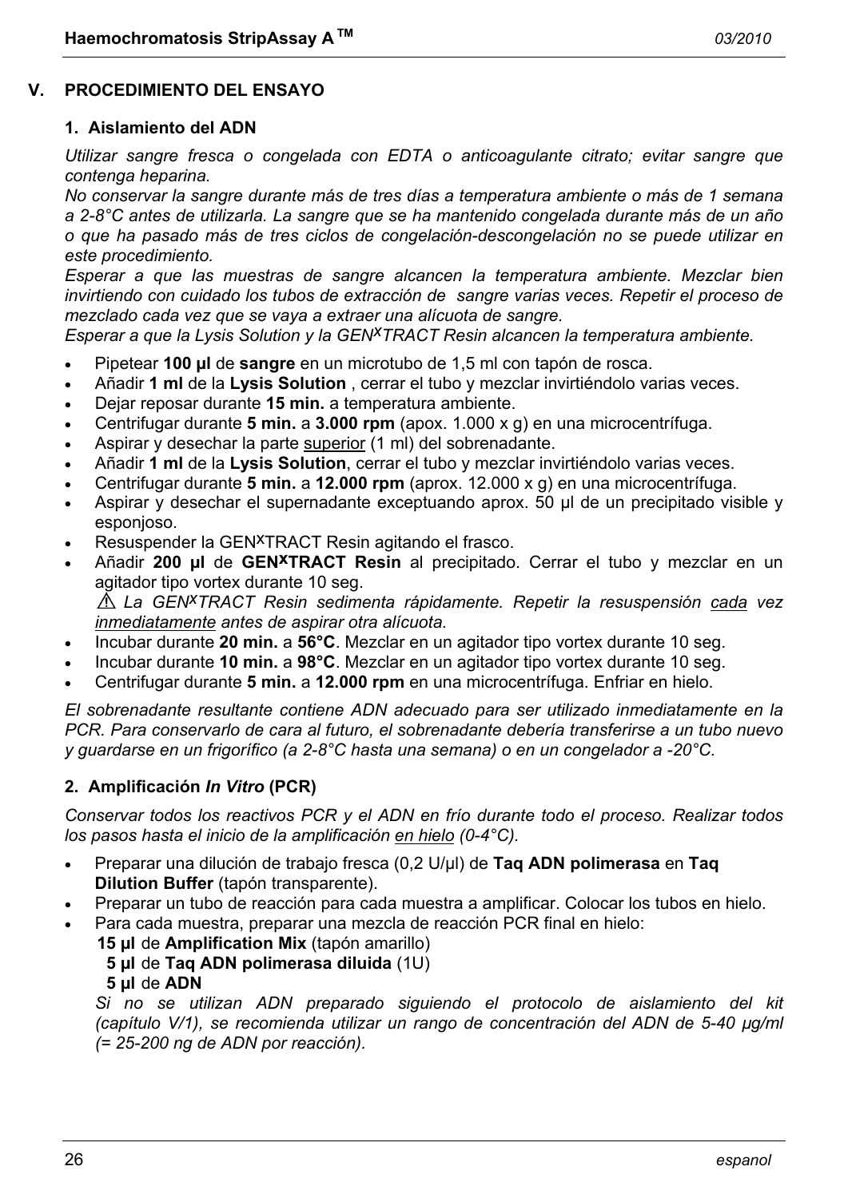## V. PROCEDIMIENTO DEL ENSAYO

### 1. Aislamiento del ADN

*Utilizar sangre fresca o congelada con EDTA o anticoagulante citrato; evitar sangre que contenga heparina.*

*No conservar la sangre durante más de tres días a temperatura ambiente o más de 1 semana a 2-8°C antes de utilizarla. La sangre que se ha mantenido congelada durante más de un año o que ha pasado más de tres ciclos de congelación-descongelación no se puede utilizar en este procedimiento.*

*Esperar a que las muestras de sangre alcancen la temperatura ambiente. Mezclar bien invirtiendo con cuidado los tubos de extracción de sangre varias veces. Repetir el proceso de mezclado cada vez que se vaya a extraer una alícuota de sangre.*

*Esperar a que la Lysis Solution y la GEN$^{X}$TRACT Resin alcancen la temperatura ambiente.*

- Pipetear **100 µl** de **sangre** en un microtubo de 1,5 ml con tapón de rosca.
- Añadir **1 ml** de la **Lysis Solution** , cerrar el tubo y mezclar invirtiéndolo varias veces.
- Dejar reposar durante **15 min.** a temperatura ambiente.
- Centrifugar durante **5 min.** a **3.000 rpm** (apox. 1.000 x g) en una microcentrífuga.
- Aspirar y desechar la parte <u>superior</u> (1 ml) del sobrenadante.
- Añadir **1 ml** de la **Lysis Solution**, cerrar el tubo y mezclar invirtiéndolo varias veces.
- Centrifugar durante **5 min.** a **12.000 rpm** (aprox. 12.000 x g) en una microcentrífuga.
- Aspirar y desechar el supernadante exceptuando aprox. 50 µl de un precipitado visible y esponjoso.
- Resuspender la GEN$^{X}$TRACT Resin agitando el frasco.
- Añadir **200 µl** de **GEN$^{X}$TRACT Resin** al precipitado. Cerrar el tubo y mezclar en un agitador tipo vortex durante 10 seg.

  ⚠ *La GEN$^{X}$TRACT Resin sedimenta rápidamente. Repetir la resuspensión <u>cada</u> vez <u>inmediatamente</u> antes de aspirar otra alícuota.*
- Incubar durante **20 min.** a **56°C**. Mezclar en un agitador tipo vortex durante 10 seg.
- Incubar durante **10 min.** a **98°C**. Mezclar en un agitador tipo vortex durante 10 seg.
- Centrifugar durante **5 min.** a **12.000 rpm** en una microcentrífuga. Enfriar en hielo.

*El sobrenadante resultante contiene ADN adecuado para ser utilizado inmediatamente en la PCR. Para conservarlo de cara al futuro, el sobrenadante debería transferirse a un tubo nuevo y guardarse en un frigorífico (a 2-8°C hasta una semana) o en un congelador a -20°C.*

### 2. Amplificación *In Vitro* (PCR)

*Conservar todos los reactivos PCR y el ADN en frío durante todo el proceso. Realizar todos los pasos hasta el inicio de la amplificación <u>en hielo</u> (0-4°C).*

- Preparar una dilución de trabajo fresca (0,2 U/µl) de **Taq ADN polimerasa** en **Taq Dilution Buffer** (tapón transparente).
- Preparar un tubo de reacción para cada muestra a amplificar. Colocar los tubos en hielo.
- Para cada muestra, preparar una mezcla de reacción PCR final en hielo:

  **15 µl** de **Amplification Mix** (tapón amarillo)  
  **5 µl** de **Taq ADN polimerasa diluida** (1U)  
  **5 µl** de **ADN**

  *Si no se utilizan ADN preparado siguiendo el protocolo de aislamiento del kit (capítulo V/1), se recomienda utilizar un rango de concentración del ADN de 5-40 µg/ml (= 25-200 ng de ADN por reacción).*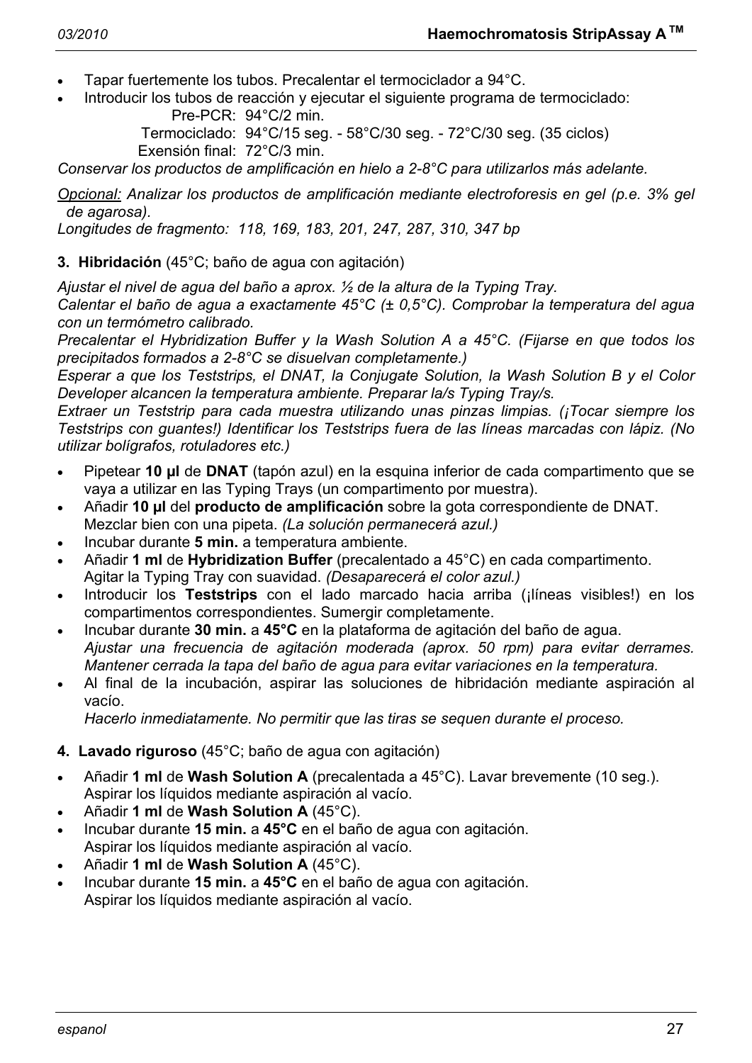- Tapar fuertemente los tubos. Precalentar el termociclador a 94°C.
- Introducir los tubos de reacción y ejecutar el siguiente programa de termociclado:

  Pre-PCR: 94°C/2 min.
  
  Termociclado: 94°C/15 seg. - 58°C/30 seg. - 72°C/30 seg. (35 ciclos)
  
  Exensión final: 72°C/3 min.

*Conservar los productos de amplificación en hielo a 2-8°C para utilizarlos más adelante.*

*Opcional: Analizar los productos de amplificación mediante electroforesis en gel (p.e. 3% gel de agarosa).*
*Longitudes de fragmento: 118, 169, 183, 201, 247, 287, 310, 347 bp*

**3. Hibridación** (45°C; baño de agua con agitación)

*Ajustar el nivel de agua del baño a aprox. ½ de la altura de la Typing Tray.*
*Calentar el baño de agua a exactamente 45°C (± 0,5°C). Comprobar la temperatura del agua con un termómetro calibrado.*
*Precalentar el Hybridization Buffer y la Wash Solution A a 45°C. (Fijarse en que todos los precipitados formados a 2-8°C se disuelvan completamente.)*
*Esperar a que los Teststrips, el DNAT, la Conjugate Solution, la Wash Solution B y el Color Developer alcancen la temperatura ambiente. Preparar la/s Typing Tray/s.*
*Extraer un Teststrip para cada muestra utilizando unas pinzas limpias. (¡Tocar siempre los Teststrips con guantes!) Identificar los Teststrips fuera de las líneas marcadas con lápiz. (No utilizar bolígrafos, rotuladores etc.)*

- Pipetear **10 µl** de **DNAT** (tapón azul) en la esquina inferior de cada compartimento que se vaya a utilizar en las Typing Trays (un compartimento por muestra).
- Añadir **10 µl** del **producto de amplificación** sobre la gota correspondiente de DNAT. Mezclar bien con una pipeta. *(La solución permanecerá azul.)*
- Incubar durante **5 min.** a temperatura ambiente.
- Añadir **1 ml** de **Hybridization Buffer** (precalentado a 45°C) en cada compartimento. Agitar la Typing Tray con suavidad. *(Desaparecerá el color azul.)*
- Introducir los **Teststrips** con el lado marcado hacia arriba (¡líneas visibles!) en los compartimentos correspondientes. Sumergir completamente.
- Incubar durante **30 min.** a **45°C** en la plataforma de agitación del baño de agua. *Ajustar una frecuencia de agitación moderada (aprox. 50 rpm) para evitar derrames. Mantener cerrada la tapa del baño de agua para evitar variaciones en la temperatura.*
- Al final de la incubación, aspirar las soluciones de hibridación mediante aspiración al vacío.
  *Hacerlo inmediatamente. No permitir que las tiras se sequen durante el proceso.*

**4. Lavado riguroso** (45°C; baño de agua con agitación)

- Añadir **1 ml** de **Wash Solution A** (precalentada a 45°C). Lavar brevemente (10 seg.). Aspirar los líquidos mediante aspiración al vacío.
- Añadir **1 ml** de **Wash Solution A** (45°C).
- Incubar durante **15 min.** a **45°C** en el baño de agua con agitación. Aspirar los líquidos mediante aspiración al vacío.
- Añadir **1 ml** de **Wash Solution A** (45°C).
- Incubar durante **15 min.** a **45°C** en el baño de agua con agitación. Aspirar los líquidos mediante aspiración al vacío.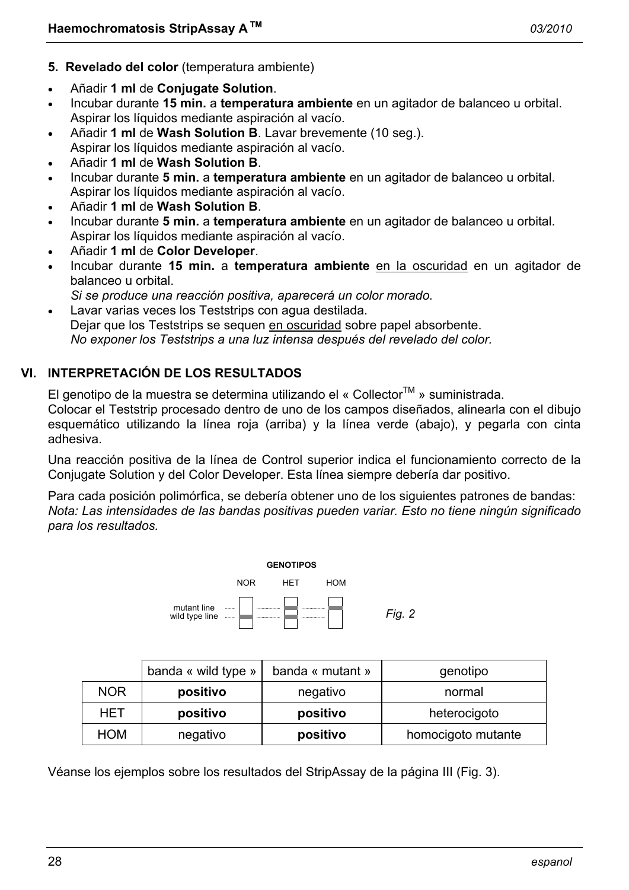## 5. **Revelado del color** (temperatura ambiente)

- Añadir **1 ml** de **Conjugate Solution**.
- Incubar durante **15 min.** a **temperatura ambiente** en un agitador de balanceo u orbital. Aspirar los líquidos mediante aspiración al vacío.
- Añadir **1 ml** de **Wash Solution B**. Lavar brevemente (10 seg.). Aspirar los líquidos mediante aspiración al vacío.
- Añadir **1 ml** de **Wash Solution B**.
- Incubar durante **5 min.** a **temperatura ambiente** en un agitador de balanceo u orbital. Aspirar los líquidos mediante aspiración al vacío.
- Añadir **1 ml** de **Wash Solution B**.
- Incubar durante **5 min.** a **temperatura ambiente** en un agitador de balanceo u orbital. Aspirar los líquidos mediante aspiración al vacío.
- Añadir **1 ml** de **Color Developer**.
- Incubar durante **15 min.** a **temperatura ambiente** en la oscuridad en un agitador de balanceo u orbital.
  *Si se produce una reacción positiva, aparecerá un color morado.*
- Lavar varias veces los Teststrips con agua destilada.
  Dejar que los Teststrips se sequen en oscuridad sobre papel absorbente.
  *No exponer los Teststrips a una luz intensa después del revelado del color.*

## VI. INTERPRETACIÓN DE LOS RESULTADOS

El genotipo de la muestra se determina utilizando el « Collector™ » suministrada.
Colocar el Teststrip procesado dentro de uno de los campos diseñados, alinearla con el dibujo esquemático utilizando la línea roja (arriba) y la línea verde (abajo), y pegarla con cinta adhesiva.

Una reacción positiva de la línea de Control superior indica el funcionamiento correcto de la Conjugate Solution y del Color Developer. Esta línea siempre debería dar positivo.

Para cada posición polimórfica, se debería obtener uno de los siguientes patrones de bandas:
*Nota: Las intensidades de las bandas positivas pueden variar. Esto no tiene ningún significado para los resultados.*

**GENOTIPOS**

NOR HET HOM

mutant line
wild type line

*Fig. 2*

| | banda « wild type » | banda « mutant » | genotipo |
|---|---|---|---|
| NOR | **positivo** | negativo | normal |
| HET | **positivo** | **positivo** | heterocigoto |
| HOM | negativo | **positivo** | homocigoto mutante |

Véanse los ejemplos sobre los resultados del StripAssay de la página III (Fig. 3).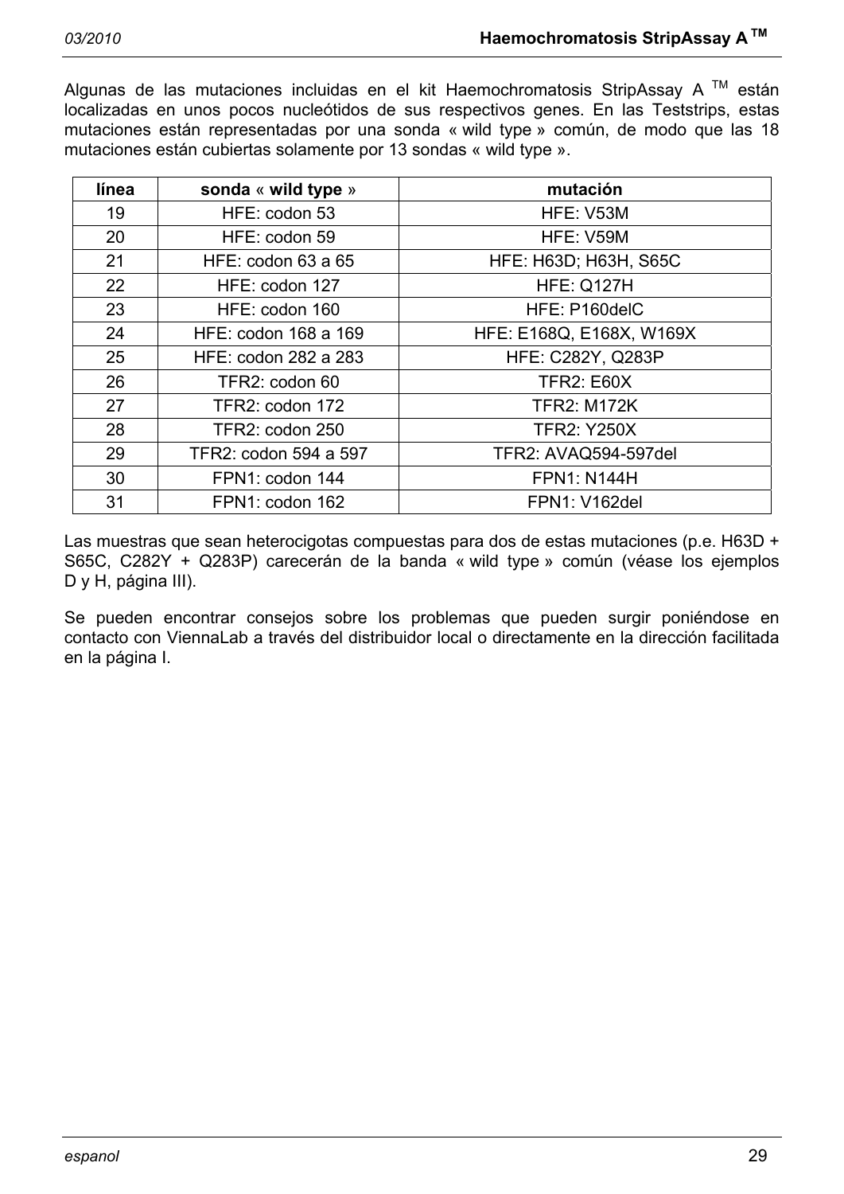Algunas de las mutaciones incluidas en el kit Haemochromatosis StripAssay A ™ están localizadas en unos pocos nucleótidos de sus respectivos genes. En las Teststrips, estas mutaciones están representadas por una sonda « wild type » común, de modo que las 18 mutaciones están cubiertas solamente por 13 sondas « wild type ».

| **línea** | **sonda** « **wild type** » | **mutación** |
|---|---|---|
| 19 | HFE: codon 53 | HFE: V53M |
| 20 | HFE: codon 59 | HFE: V59M |
| 21 | HFE: codon 63 a 65 | HFE: H63D; H63H, S65C |
| 22 | HFE: codon 127 | HFE: Q127H |
| 23 | HFE: codon 160 | HFE: P160delC |
| 24 | HFE: codon 168 a 169 | HFE: E168Q, E168X, W169X |
| 25 | HFE: codon 282 a 283 | HFE: C282Y, Q283P |
| 26 | TFR2: codon 60 | TFR2: E60X |
| 27 | TFR2: codon 172 | TFR2: M172K |
| 28 | TFR2: codon 250 | TFR2: Y250X |
| 29 | TFR2: codon 594 a 597 | TFR2: AVAQ594-597del |
| 30 | FPN1: codon 144 | FPN1: N144H |
| 31 | FPN1: codon 162 | FPN1: V162del |

Las muestras que sean heterocigotas compuestas para dos de estas mutaciones (p.e. H63D + S65C, C282Y + Q283P) carecerán de la banda « wild type » común (véase los ejemplos D y H, página III).

Se pueden encontrar consejos sobre los problemas que pueden surgir poniéndose en contacto con ViennaLab a través del distribuidor local o directamente en la dirección facilitada en la página I.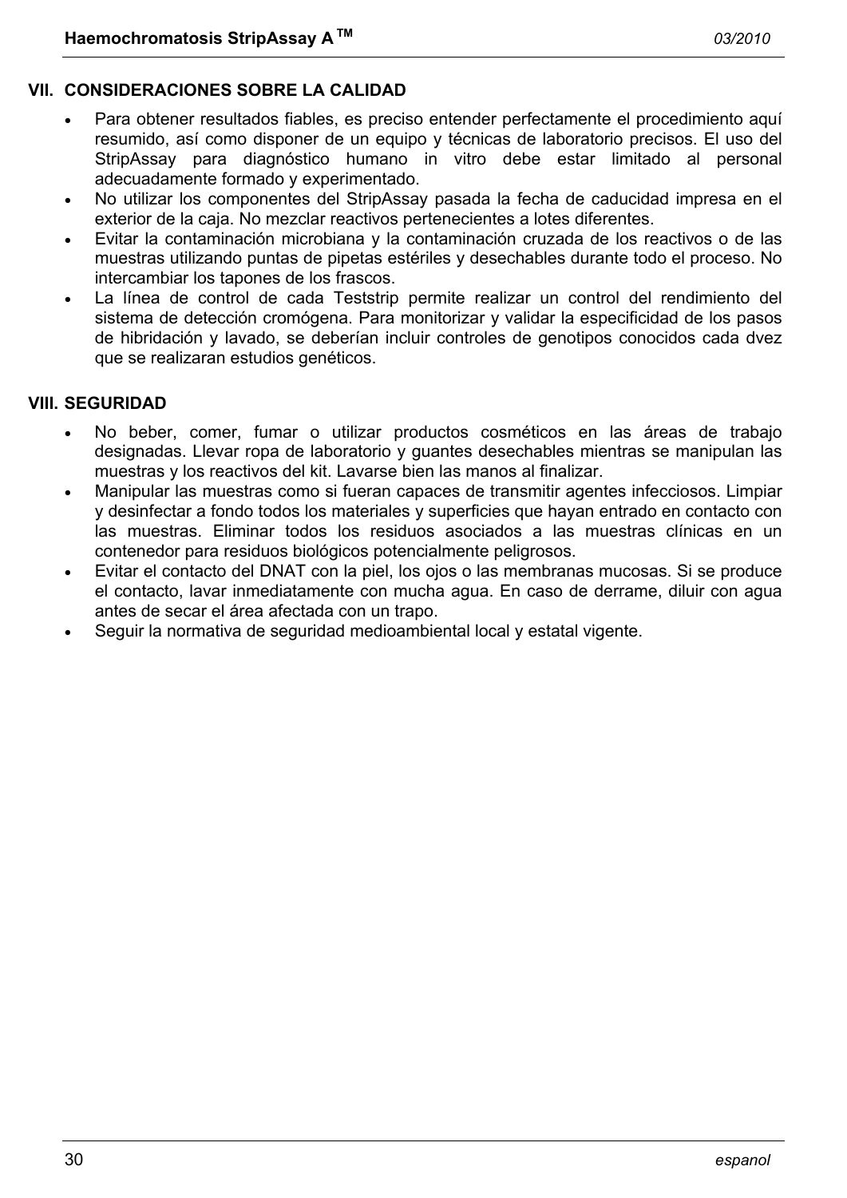## VII. CONSIDERACIONES SOBRE LA CALIDAD

- Para obtener resultados fiables, es preciso entender perfectamente el procedimiento aquí resumido, así como disponer de un equipo y técnicas de laboratorio precisos. El uso del StripAssay para diagnóstico humano in vitro debe estar limitado al personal adecuadamente formado y experimentado.
- No utilizar los componentes del StripAssay pasada la fecha de caducidad impresa en el exterior de la caja. No mezclar reactivos pertenecientes a lotes diferentes.
- Evitar la contaminación microbiana y la contaminación cruzada de los reactivos o de las muestras utilizando puntas de pipetas estériles y desechables durante todo el proceso. No intercambiar los tapones de los frascos.
- La línea de control de cada Teststrip permite realizar un control del rendimiento del sistema de detección cromógena. Para monitorizar y validar la especificidad de los pasos de hibridación y lavado, se deberían incluir controles de genotipos conocidos cada dvez que se realizaran estudios genéticos.

## VIII. SEGURIDAD

- No beber, comer, fumar o utilizar productos cosméticos en las áreas de trabajo designadas. Llevar ropa de laboratorio y guantes desechables mientras se manipulan las muestras y los reactivos del kit. Lavarse bien las manos al finalizar.
- Manipular las muestras como si fueran capaces de transmitir agentes infecciosos. Limpiar y desinfectar a fondo todos los materiales y superficies que hayan entrado en contacto con las muestras. Eliminar todos los residuos asociados a las muestras clínicas en un contenedor para residuos biológicos potencialmente peligrosos.
- Evitar el contacto del DNAT con la piel, los ojos o las membranas mucosas. Si se produce el contacto, lavar inmediatamente con mucha agua. En caso de derrame, diluir con agua antes de secar el área afectada con un trapo.
- Seguir la normativa de seguridad medioambiental local y estatal vigente.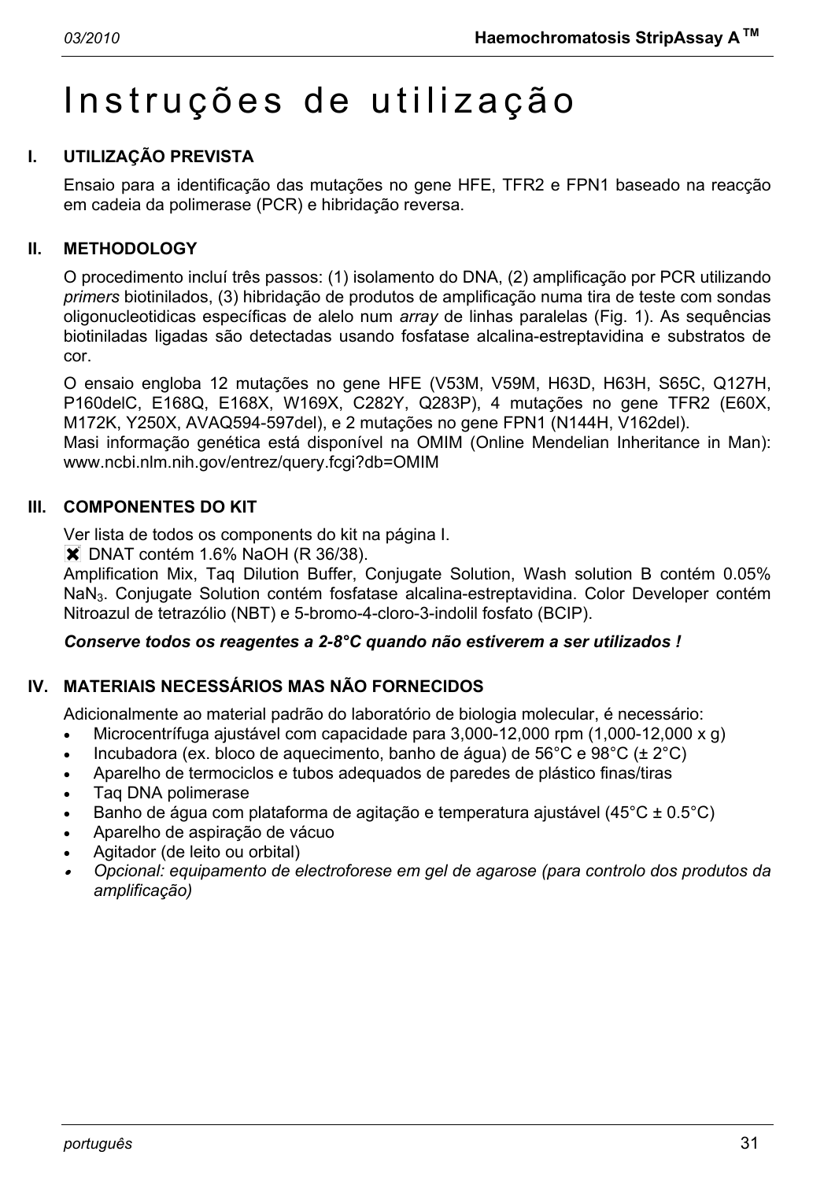# Instruções de utilização

## I. UTILIZAÇÃO PREVISTA

Ensaio para a identificação das mutações no gene HFE, TFR2 e FPN1 baseado na reacção em cadeia da polimerase (PCR) e hibridação reversa.

## II. METHODOLOGY

O procedimento incluí três passos: (1) isolamento do DNA, (2) amplificação por PCR utilizando *primers* biotinilados, (3) hibridação de produtos de amplificação numa tira de teste com sondas oligonucleotidicas específicas de alelo num *array* de linhas paralelas (Fig. 1). As sequências biotiniladas ligadas são detectadas usando fosfatase alcalina-estreptavidina e substratos de cor.

O ensaio engloba 12 mutações no gene HFE (V53M, V59M, H63D, H63H, S65C, Q127H, P160delC, E168Q, E168X, W169X, C282Y, Q283P), 4 mutações no gene TFR2 (E60X, M172K, Y250X, AVAQ594-597del), e 2 mutações no gene FPN1 (N144H, V162del).
Masi informação genética está disponível na OMIM (Online Mendelian Inheritance in Man): www.ncbi.nlm.nih.gov/entrez/query.fcgi?db=OMIM

## III. COMPONENTES DO KIT

Ver lista de todos os components do kit na página I.
✖ DNAT contém 1.6% NaOH (R 36/38).
Amplification Mix, Taq Dilution Buffer, Conjugate Solution, Wash solution B contém 0.05% $NaN_3$. Conjugate Solution contém fosfatase alcalina-estreptavidina. Color Developer contém Nitroazul de tetrazólio (NBT) e 5-bromo-4-cloro-3-indolil fosfato (BCIP).

***Conserve todos os reagentes a 2-8°C quando não estiverem a ser utilizados !***

## IV. MATERIAIS NECESSÁRIOS MAS NÃO FORNECIDOS

Adicionalmente ao material padrão do laboratório de biologia molecular, é necessário:

- Microcentrífuga ajustável com capacidade para 3,000-12,000 rpm (1,000-12,000 x g)
- Incubadora (ex. bloco de aquecimento, banho de água) de 56°C e 98°C (± 2°C)
- Aparelho de termociclos e tubos adequados de paredes de plástico finas/tiras
- Taq DNA polimerase
- Banho de água com plataforma de agitação e temperatura ajustável (45°C ± 0.5°C)
- Aparelho de aspiração de vácuo
- Agitador (de leito ou orbital)
- *Opcional: equipamento de electroforese em gel de agarose (para controlo dos produtos da amplificação)*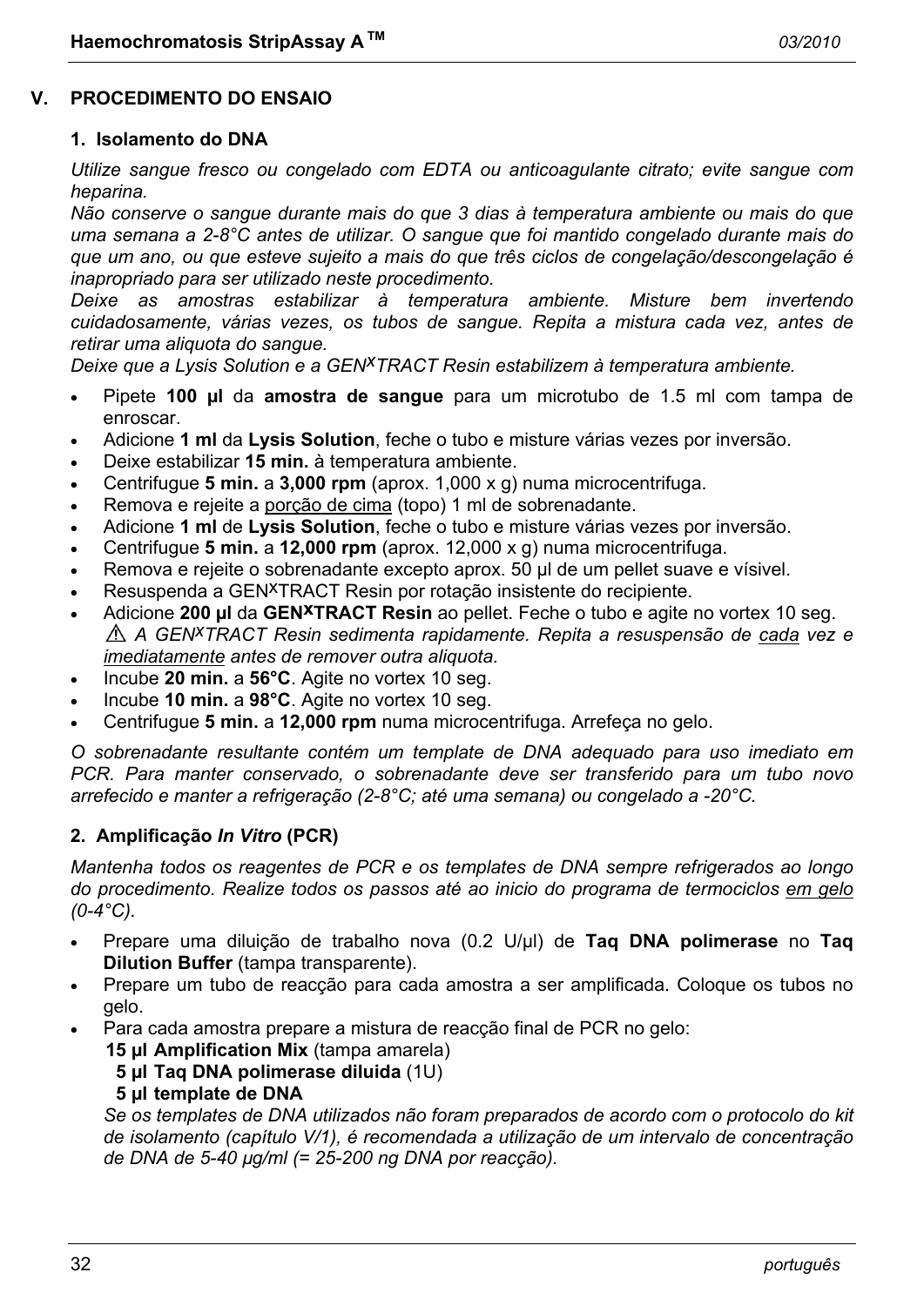## V. PROCEDIMENTO DO ENSAIO

### 1. Isolamento do DNA

*Utilize sangue fresco ou congelado com EDTA ou anticoagulante citrato; evite sangue com heparina.*
*Não conserve o sangue durante mais do que 3 dias à temperatura ambiente ou mais do que uma semana a 2-8°C antes de utilizar. O sangue que foi mantido congelado durante mais do que um ano, ou que esteve sujeito a mais do que três ciclos de congelação/descongelação é inapropriado para ser utilizado neste procedimento.*
*Deixe as amostras estabilizar à temperatura ambiente. Misture bem invertendo cuidadosamente, várias vezes, os tubos de sangue. Repita a mistura cada vez, antes de retirar uma aliquota do sangue.*
*Deixe que a Lysis Solution e a GEN^X^TRACT Resin estabilizem à temperatura ambiente.*

- Pipete **100 µl** da **amostra de sangue** para um microtubo de 1.5 ml com tampa de enroscar.
- Adicione **1 ml** da **Lysis Solution**, feche o tubo e misture várias vezes por inversão.
- Deixe estabilizar **15 min.** à temperatura ambiente.
- Centrifugue **5 min.** a **3,000 rpm** (aprox. 1,000 x g) numa microcentrifuga.
- Remova e rejeite a porção de cima (topo) 1 ml de sobrenadante.
- Adicione **1 ml** de **Lysis Solution**, feche o tubo e misture várias vezes por inversão.
- Centrifugue **5 min.** a **12,000 rpm** (aprox. 12,000 x g) numa microcentrifuga.
- Remova e rejeite o sobrenadante excepto aprox. 50 µl de um pellet suave e vísivel.
- Resuspenda a GEN^X^TRACT Resin por rotação insistente do recipiente.
- Adicione **200 µl** da **GEN^X^TRACT Resin** ao pellet. Feche o tubo e agite no vortex 10 seg.
  ⚠ *A GEN^X^TRACT Resin sedimenta rapidamente. Repita a resuspensão de cada vez e imediatamente antes de remover outra aliquota.*
- Incube **20 min.** a **56°C**. Agite no vortex 10 seg.
- Incube **10 min.** a **98°C**. Agite no vortex 10 seg.
- Centrifugue **5 min.** a **12,000 rpm** numa microcentrifuga. Arrefeça no gelo.

*O sobrenadante resultante contém um template de DNA adequado para uso imediato em PCR. Para manter conservado, o sobrenadante deve ser transferido para um tubo novo arrefecido e manter a refrigeração (2-8°C; até uma semana) ou congelado a -20°C.*

### 2. Amplificação *In Vitro* (PCR)

*Mantenha todos os reagentes de PCR e os templates de DNA sempre refrigerados ao longo do procedimento. Realize todos os passos até ao inicio do programa de termociclos em gelo (0-4°C).*

- Prepare uma diluição de trabalho nova (0.2 U/µl) de **Taq DNA polimerase** no **Taq Dilution Buffer** (tampa transparente).
- Prepare um tubo de reacção para cada amostra a ser amplificada. Coloque os tubos no gelo.
- Para cada amostra prepare a mistura de reacção final de PCR no gelo:
  **15 µl Amplification Mix** (tampa amarela)
  **5 µl Taq DNA polimerase diluida** (1U)
  **5 µl template de DNA**
  *Se os templates de DNA utilizados não foram preparados de acordo com o protocolo do kit de isolamento (capítulo V/1), é recomendada a utilização de um intervalo de concentração de DNA de 5-40 µg/ml (= 25-200 ng DNA por reacção).*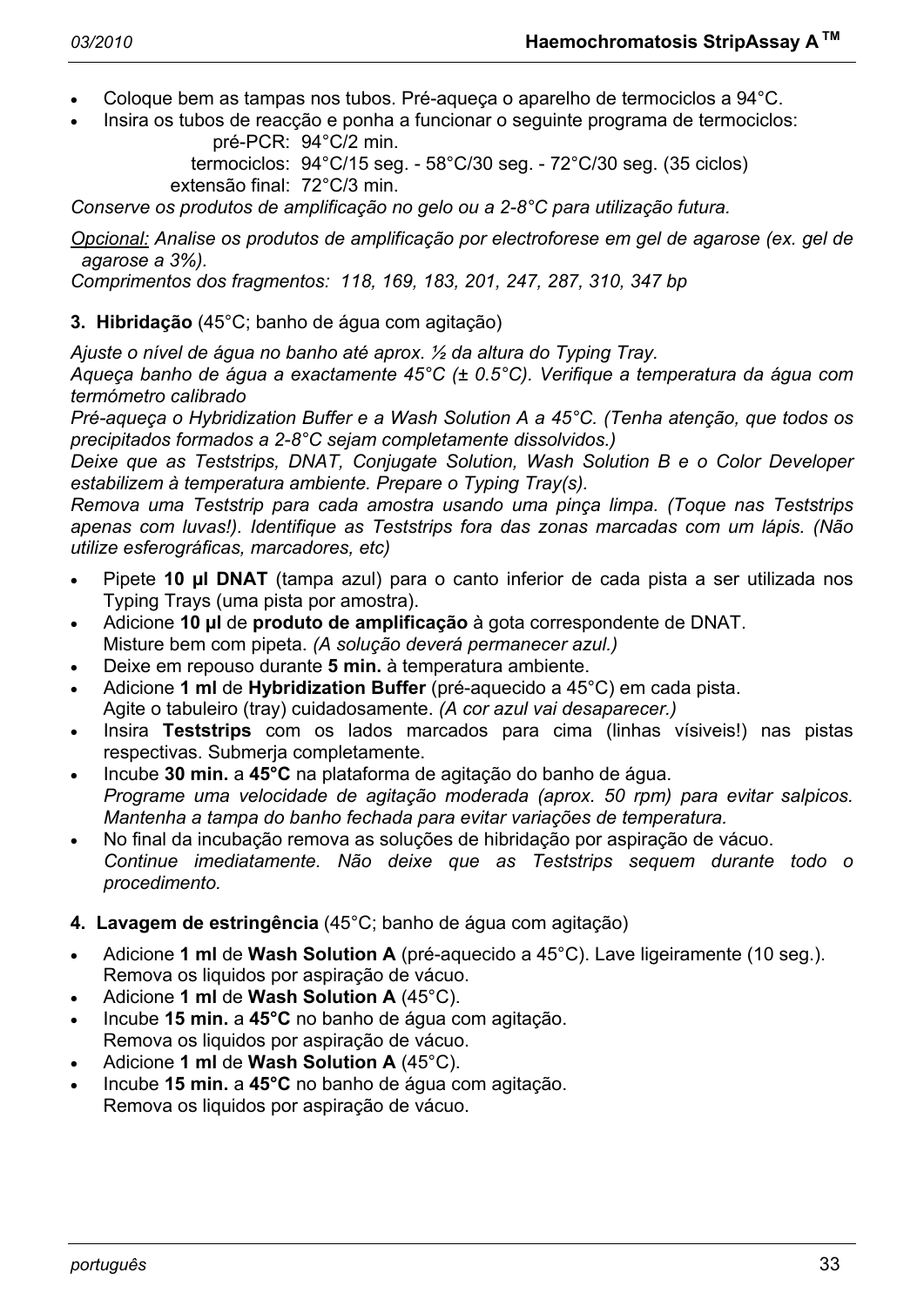- Coloque bem as tampas nos tubos. Pré-aqueça o aparelho de termociclos a 94°C.
- Insira os tubos de reacção e ponha a funcionar o seguinte programa de termociclos:

  pré-PCR: 94°C/2 min.
  termociclos: 94°C/15 seg. - 58°C/30 seg. - 72°C/30 seg. (35 ciclos)
  extensão final: 72°C/3 min.

*Conserve os produtos de amplificação no gelo ou a 2-8°C para utilização futura.*

*Opcional: Analise os produtos de amplificação por electroforese em gel de agarose (ex. gel de agarose a 3%).*
*Comprimentos dos fragmentos: 118, 169, 183, 201, 247, 287, 310, 347 bp*

**3. Hibridação** (45°C; banho de água com agitação)

*Ajuste o nível de água no banho até aprox. ½ da altura do Typing Tray.*
*Aqueça banho de água a exactamente 45°C (± 0.5°C). Verifique a temperatura da água com termómetro calibrado*
*Pré-aqueça o Hybridization Buffer e a Wash Solution A a 45°C. (Tenha atenção, que todos os precipitados formados a 2-8°C sejam completamente dissolvidos.)*
*Deixe que as Teststrips, DNAT, Conjugate Solution, Wash Solution B e o Color Developer estabilizem à temperatura ambiente. Prepare o Typing Tray(s).*
*Remova uma Teststrip para cada amostra usando uma pinça limpa. (Toque nas Teststrips apenas com luvas!). Identifique as Teststrips fora das zonas marcadas com um lápis. (Não utilize esferográficas, marcadores, etc)*

- Pipete **10 µl DNAT** (tampa azul) para o canto inferior de cada pista a ser utilizada nos Typing Trays (uma pista por amostra).
- Adicione **10 µl** de **produto de amplificação** à gota correspondente de DNAT.
  Misture bem com pipeta. *(A solução deverá permanecer azul.)*
- Deixe em repouso durante **5 min.** à temperatura ambiente.
- Adicione **1 ml** de **Hybridization Buffer** (pré-aquecido a 45°C) em cada pista.
  Agite o tabuleiro (tray) cuidadosamente. *(A cor azul vai desaparecer.)*
- Insira **Teststrips** com os lados marcados para cima (linhas vísiveis!) nas pistas respectivas. Submerja completamente.
- Incube **30 min.** a **45°C** na plataforma de agitação do banho de água.
  *Programe uma velocidade de agitação moderada (aprox. 50 rpm) para evitar salpicos. Mantenha a tampa do banho fechada para evitar variações de temperatura.*
- No final da incubação remova as soluções de hibridação por aspiração de vácuo.
  *Continue imediatamente. Não deixe que as Teststrips sequem durante todo o procedimento.*

**4. Lavagem de estringência** (45°C; banho de água com agitação)

- Adicione **1 ml** de **Wash Solution A** (pré-aquecido a 45°C). Lave ligeiramente (10 seg.).
  Remova os liquidos por aspiração de vácuo.
- Adicione **1 ml** de **Wash Solution A** (45°C).
- Incube **15 min.** a **45°C** no banho de água com agitação.
  Remova os liquidos por aspiração de vácuo.
- Adicione **1 ml** de **Wash Solution A** (45°C).
- Incube **15 min.** a **45°C** no banho de água com agitação.
  Remova os liquidos por aspiração de vácuo.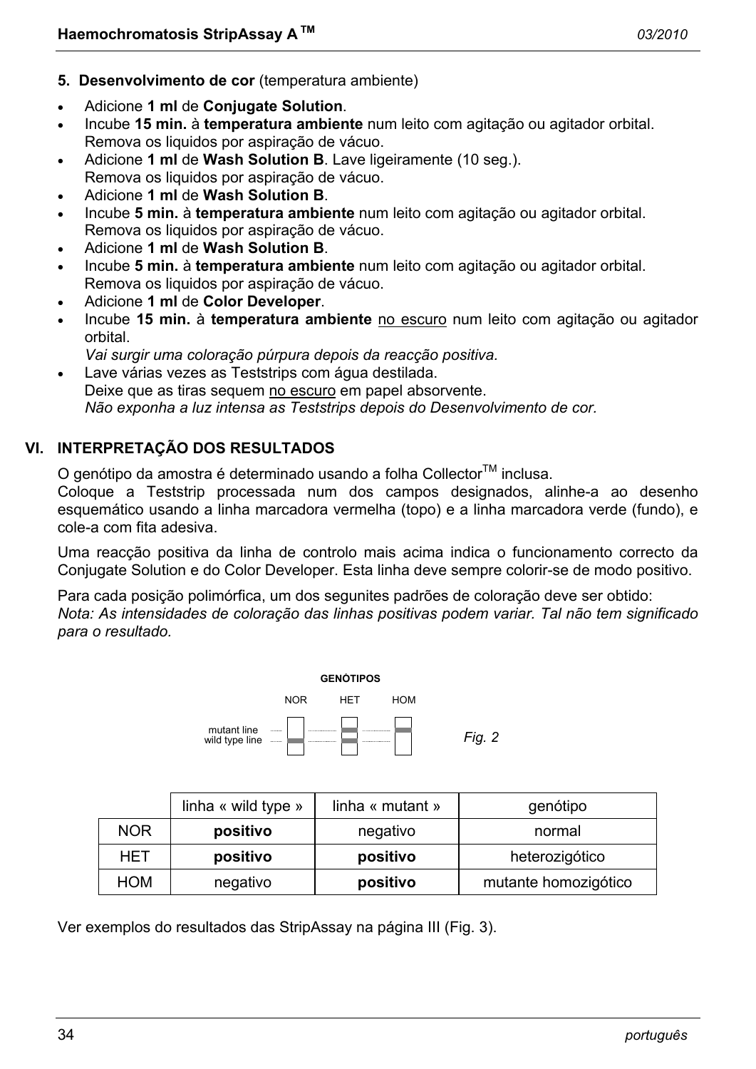**5. Desenvolvimento de cor** (temperatura ambiente)

- Adicione **1 ml** de **Conjugate Solution**.
- Incube **15 min.** à **temperatura ambiente** num leito com agitação ou agitador orbital. Remova os liquidos por aspiração de vácuo.
- Adicione **1 ml** de **Wash Solution B**. Lave ligeiramente (10 seg.). Remova os liquidos por aspiração de vácuo.
- Adicione **1 ml** de **Wash Solution B**.
- Incube **5 min.** à **temperatura ambiente** num leito com agitação ou agitador orbital. Remova os liquidos por aspiração de vácuo.
- Adicione **1 ml** de **Wash Solution B**.
- Incube **5 min.** à **temperatura ambiente** num leito com agitação ou agitador orbital. Remova os liquidos por aspiração de vácuo.
- Adicione **1 ml** de **Color Developer**.
- Incube **15 min.** à **temperatura ambiente** no escuro num leito com agitação ou agitador orbital.
  *Vai surgir uma coloração púrpura depois da reacção positiva.*
- Lave várias vezes as Teststrips com água destilada.
  Deixe que as tiras sequem no escuro em papel absorvente.
  *Não exponha a luz intensa as Teststrips depois do Desenvolvimento de cor.*

## VI. INTERPRETAÇÃO DOS RESULTADOS

O genótipo da amostra é determinado usando a folha Collector™ inclusa.
Coloque a Teststrip processada num dos campos designados, alinhe-a ao desenho esquemático usando a linha marcadora vermelha (topo) e a linha marcadora verde (fundo), e cole-a com fita adesiva.

Uma reacção positiva da linha de controlo mais acima indica o funcionamento correcto da Conjugate Solution e do Color Developer. Esta linha deve sempre colorir-se de modo positivo.

Para cada posição polimórfica, um dos segunites padrões de coloração deve ser obtido:
*Nota: As intensidades de coloração das linhas positivas podem variar. Tal não tem significado para o resultado.*

GENÓTIPOS

NOR HET HOM

mutant line
wild type line

*Fig. 2*

| | linha « wild type » | linha « mutant » | genótipo |
|---|---|---|---|
| NOR | **positivo** | negativo | normal |
| HET | **positivo** | **positivo** | heterozigótico |
| HOM | negativo | **positivo** | mutante homozigótico |

Ver exemplos do resultados das StripAssay na página III (Fig. 3).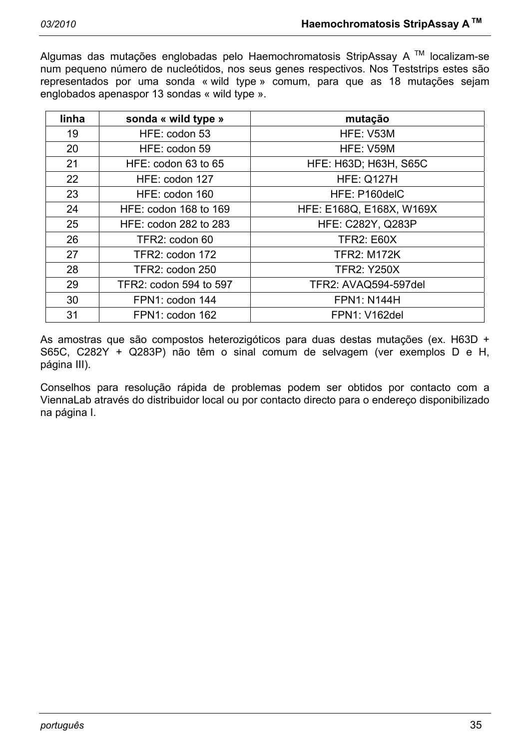Algumas das mutações englobadas pelo Haemochromatosis StripAssay A ™ localizam-se num pequeno número de nucleótidos, nos seus genes respectivos. Nos Teststrips estes são representados por uma sonda « wild type » comum, para que as 18 mutações sejam englobados apenaspor 13 sondas « wild type ».

| linha | sonda « wild type » | mutação |
|---|---|---|
| 19 | HFE: codon 53 | HFE: V53M |
| 20 | HFE: codon 59 | HFE: V59M |
| 21 | HFE: codon 63 to 65 | HFE: H63D; H63H, S65C |
| 22 | HFE: codon 127 | HFE: Q127H |
| 23 | HFE: codon 160 | HFE: P160delC |
| 24 | HFE: codon 168 to 169 | HFE: E168Q, E168X, W169X |
| 25 | HFE: codon 282 to 283 | HFE: C282Y, Q283P |
| 26 | TFR2: codon 60 | TFR2: E60X |
| 27 | TFR2: codon 172 | TFR2: M172K |
| 28 | TFR2: codon 250 | TFR2: Y250X |
| 29 | TFR2: codon 594 to 597 | TFR2: AVAQ594-597del |
| 30 | FPN1: codon 144 | FPN1: N144H |
| 31 | FPN1: codon 162 | FPN1: V162del |

As amostras que são compostos heterozigóticos para duas destas mutações (ex. H63D + S65C, C282Y + Q283P) não têm o sinal comum de selvagem (ver exemplos D e H, página III).

Conselhos para resolução rápida de problemas podem ser obtidos por contacto com a ViennaLab através do distribuidor local ou por contacto directo para o endereço disponibilizado na página I.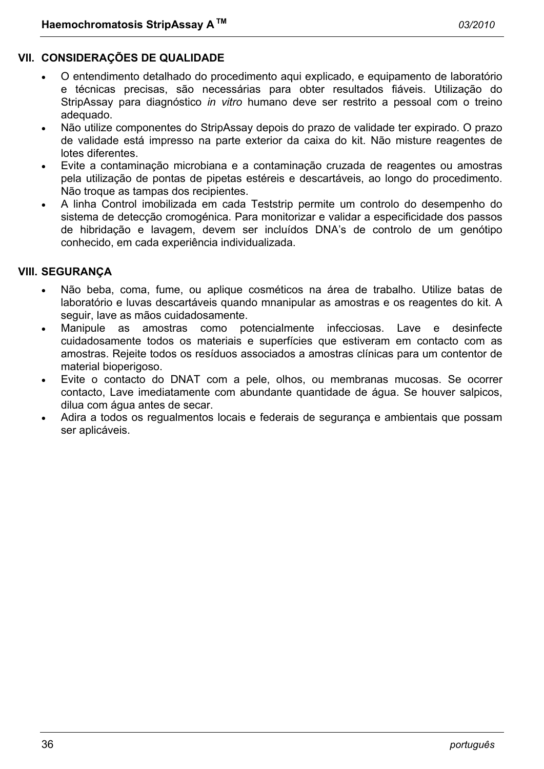## VII. CONSIDERAÇÕES DE QUALIDADE

- O entendimento detalhado do procedimento aqui explicado, e equipamento de laboratório e técnicas precisas, são necessárias para obter resultados fiáveis. Utilização do StripAssay para diagnóstico *in vitro* humano deve ser restrito a pessoal com o treino adequado.
- Não utilize componentes do StripAssay depois do prazo de validade ter expirado. O prazo de validade está impresso na parte exterior da caixa do kit. Não misture reagentes de lotes diferentes.
- Evite a contaminação microbiana e a contaminação cruzada de reagentes ou amostras pela utilização de pontas de pipetas estéreis e descartáveis, ao longo do procedimento. Não troque as tampas dos recipientes.
- A linha Control imobilizada em cada Teststrip permite um controlo do desempenho do sistema de detecção cromogénica. Para monitorizar e validar a especificidade dos passos de hibridação e lavagem, devem ser incluídos DNA's de controlo de um genótipo conhecido, em cada experiência individualizada.

## VIII. SEGURANÇA

- Não beba, coma, fume, ou aplique cosméticos na área de trabalho. Utilize batas de laboratório e luvas descartáveis quando mnanipular as amostras e os reagentes do kit. A seguir, lave as mãos cuidadosamente.
- Manipule as amostras como potencialmente infecciosas. Lave e desinfecte cuidadosamente todos os materiais e superfícies que estiveram em contacto com as amostras. Rejeite todos os resíduos associados a amostras clínicas para um contentor de material bioperigoso.
- Evite o contacto do DNAT com a pele, olhos, ou membranas mucosas. Se ocorrer contacto, Lave imediatamente com abundante quantidade de água. Se houver salpicos, dilua com água antes de secar.
- Adira a todos os regualmentos locais e federais de segurança e ambientais que possam ser aplicáveis.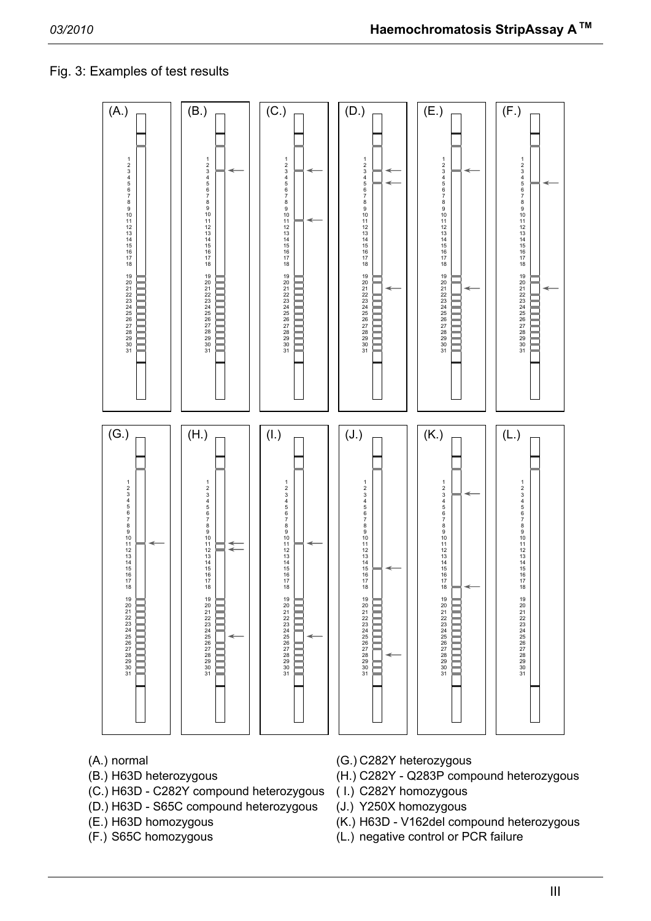Fig. 3: Examples of test results

(A.) normal
(B.) H63D heterozygous
(C.) H63D - C282Y compound heterozygous
(D.) H63D - S65C compound heterozygous
(E.) H63D homozygous
(F.) S65C homozygous
(G.) C282Y heterozygous
(H.) C282Y - Q283P compound heterozygous
(I.) C282Y homozygous
(J.) Y250X homozygous
(K.) H63D - V162del compound heterozygous
(L.) negative control or PCR failure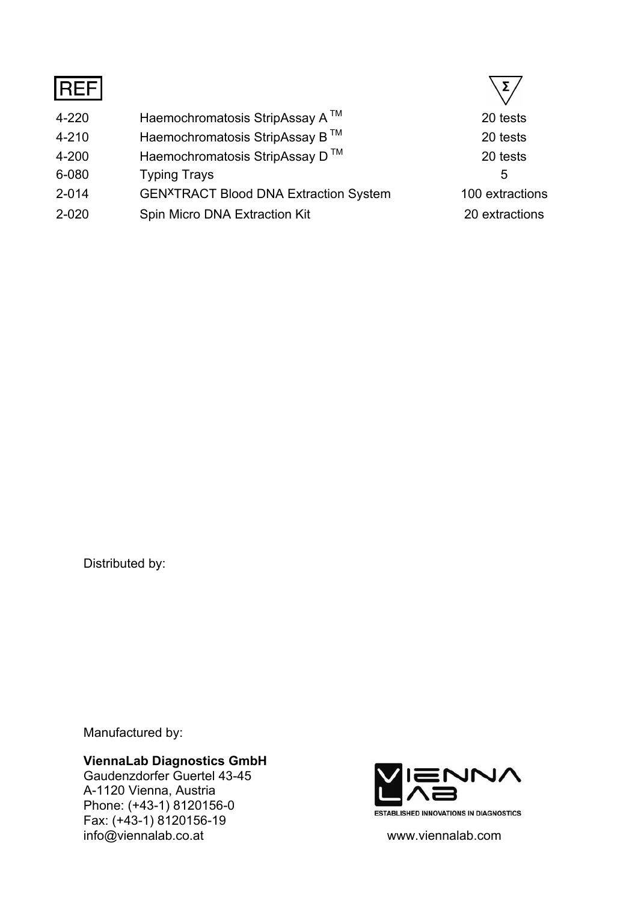| REF | | Σ |
|---|---|---|
| 4-220 | Haemochromatosis StripAssay A ™ | 20 tests |
| 4-210 | Haemochromatosis StripAssay B ™ | 20 tests |
| 4-200 | Haemochromatosis StripAssay D ™ | 20 tests |
| 6-080 | Typing Trays | 5 |
| 2-014 | GENXTRACT Blood DNA Extraction System | 100 extractions |
| 2-020 | Spin Micro DNA Extraction Kit | 20 extractions |

Distributed by:

Manufactured by:

**ViennaLab Diagnostics GmbH**
Gaudenzdorfer Guertel 43-45
A-1120 Vienna, Austria
Phone: (+43-1) 8120156-0
Fax: (+43-1) 8120156-19
info@viennalab.co.at

ESTABLISHED INNOVATIONS IN DIAGNOSTICS

www.viennalab.com